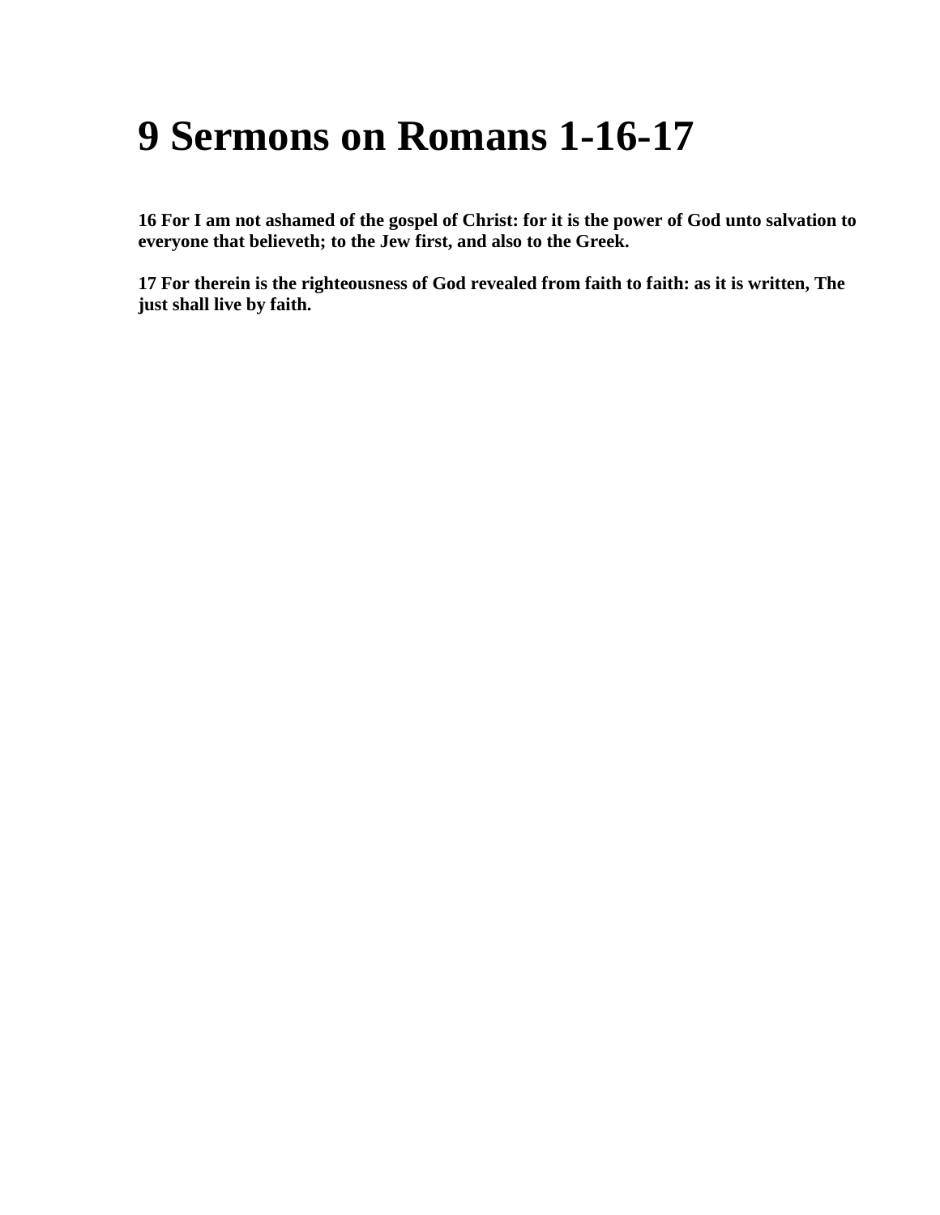# 9 Sermons on Romans 1-16-17

**16 For I am not ashamed of the gospel of Christ: for it is the power of God unto salvation to everyone that believeth; to the Jew first, and also to the Greek.**

**17 For therein is the righteousness of God revealed from faith to faith: as it is written, The just shall live by faith.**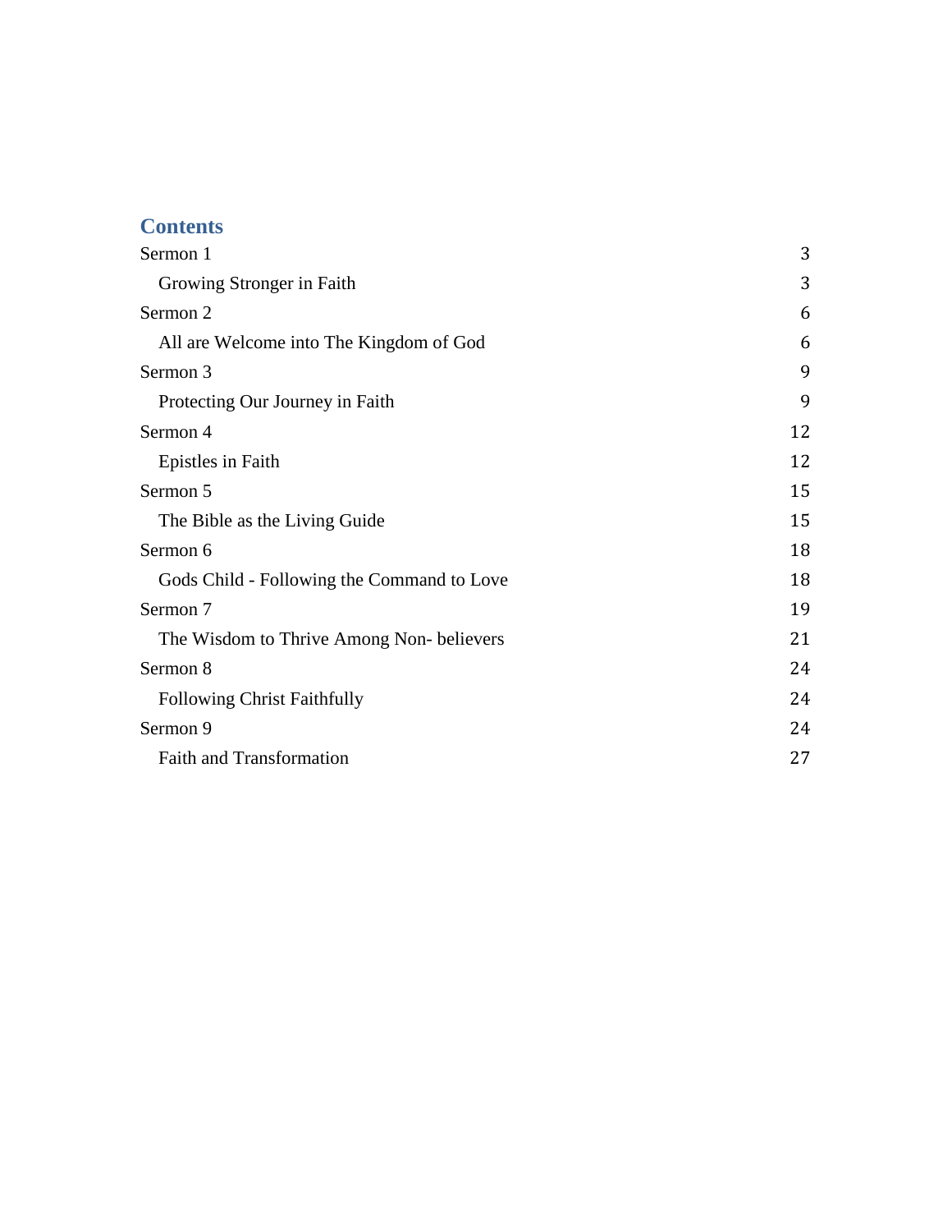# Contents

| | |
|---|---|
| Sermon 1 | 3 |
| Growing Stronger in Faith | 3 |
| Sermon 2 | 6 |
| All are Welcome into The Kingdom of God | 6 |
| Sermon 3 | 9 |
| Protecting Our Journey in Faith | 9 |
| Sermon 4 | 12 |
| Epistles in Faith | 12 |
| Sermon 5 | 15 |
| The Bible as the Living Guide | 15 |
| Sermon 6 | 18 |
| Gods Child - Following the Command to Love | 18 |
| Sermon 7 | 19 |
| The Wisdom to Thrive Among Non- believers | 21 |
| Sermon 8 | 24 |
| Following Christ Faithfully | 24 |
| Sermon 9 | 24 |
| Faith and Transformation | 27 |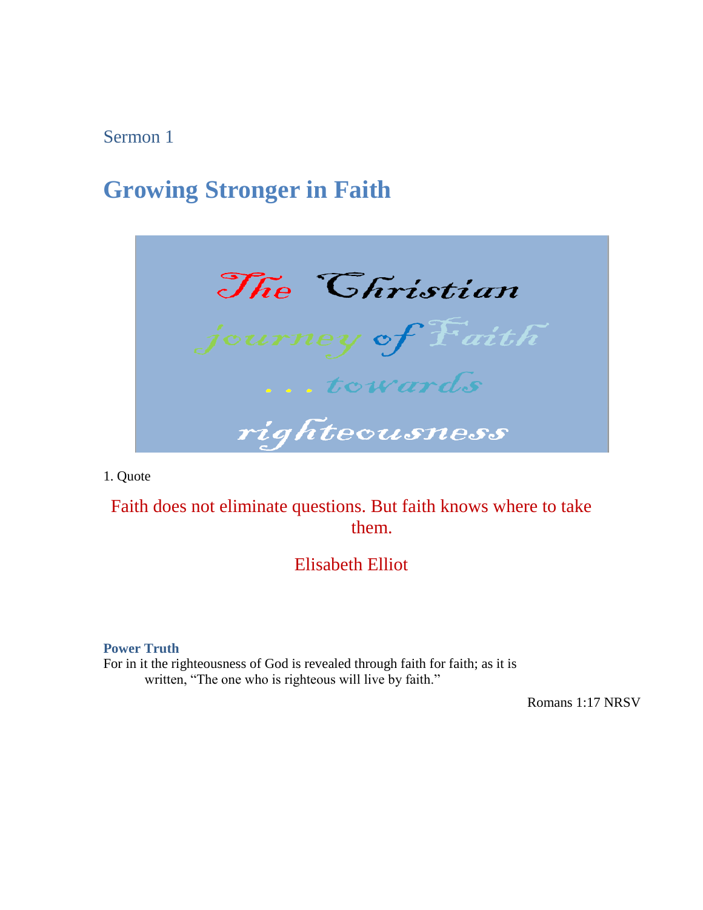Sermon 1

# Growing Stronger in Faith

The Christian journey of Faith . . . towards righteousness

1. Quote

Faith does not eliminate questions. But faith knows where to take them.

Elisabeth Elliot

**Power Truth**

For in it the righteousness of God is revealed through faith for faith; as it is written, "The one who is righteous will live by faith."

Romans 1:17 NRSV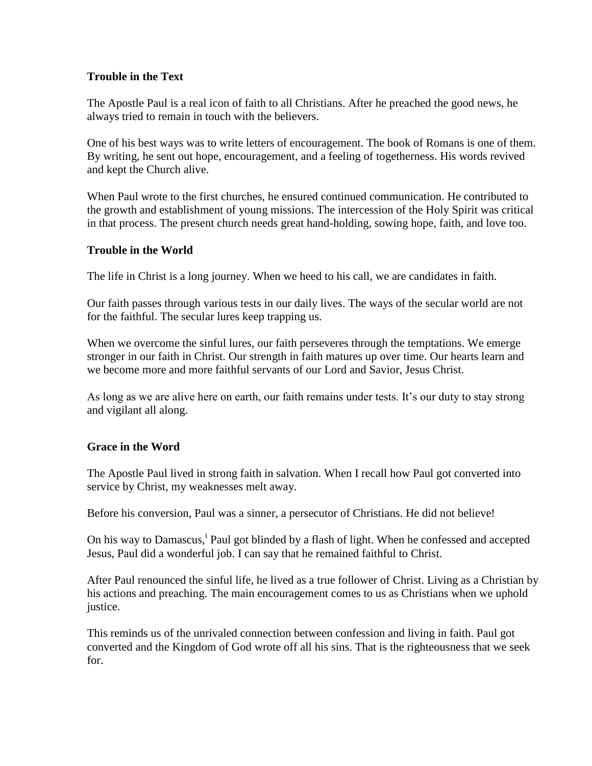### **Trouble in the Text**

The Apostle Paul is a real icon of faith to all Christians. After he preached the good news, he always tried to remain in touch with the believers.

One of his best ways was to write letters of encouragement. The book of Romans is one of them. By writing, he sent out hope, encouragement, and a feeling of togetherness. His words revived and kept the Church alive.

When Paul wrote to the first churches, he ensured continued communication. He contributed to the growth and establishment of young missions. The intercession of the Holy Spirit was critical in that process. The present church needs great hand-holding, sowing hope, faith, and love too.

### **Trouble in the World**

The life in Christ is a long journey. When we heed to his call, we are candidates in faith.

Our faith passes through various tests in our daily lives. The ways of the secular world are not for the faithful. The secular lures keep trapping us.

When we overcome the sinful lures, our faith perseveres through the temptations. We emerge stronger in our faith in Christ. Our strength in faith matures up over time. Our hearts learn and we become more and more faithful servants of our Lord and Savior, Jesus Christ.

As long as we are alive here on earth, our faith remains under tests. It's our duty to stay strong and vigilant all along.

### **Grace in the Word**

The Apostle Paul lived in strong faith in salvation. When I recall how Paul got converted into service by Christ, my weaknesses melt away.

Before his conversion, Paul was a sinner, a persecutor of Christians. He did not believe!

On his way to Damascus,[i] Paul got blinded by a flash of light. When he confessed and accepted Jesus, Paul did a wonderful job. I can say that he remained faithful to Christ.

After Paul renounced the sinful life, he lived as a true follower of Christ. Living as a Christian by his actions and preaching. The main encouragement comes to us as Christians when we uphold justice.

This reminds us of the unrivaled connection between confession and living in faith. Paul got converted and the Kingdom of God wrote off all his sins. That is the righteousness that we seek for.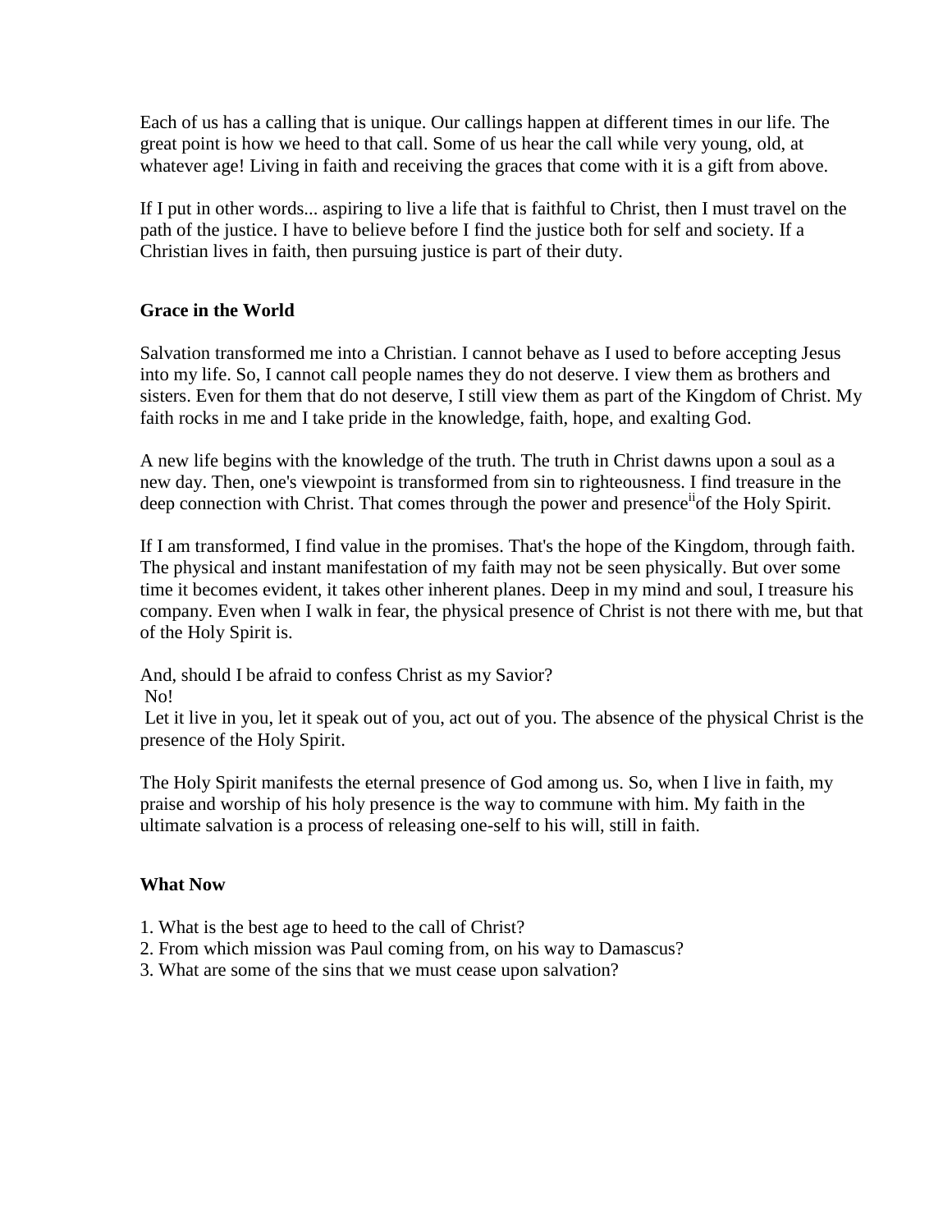Each of us has a calling that is unique. Our callings happen at different times in our life. The great point is how we heed to that call. Some of us hear the call while very young, old, at whatever age! Living in faith and receiving the graces that come with it is a gift from above.

If I put in other words... aspiring to live a life that is faithful to Christ, then I must travel on the path of the justice. I have to believe before I find the justice both for self and society. If a Christian lives in faith, then pursuing justice is part of their duty.

**Grace in the World**

Salvation transformed me into a Christian. I cannot behave as I used to before accepting Jesus into my life. So, I cannot call people names they do not deserve. I view them as brothers and sisters. Even for them that do not deserve, I still view them as part of the Kingdom of Christ. My faith rocks in me and I take pride in the knowledge, faith, hope, and exalting God.

A new life begins with the knowledge of the truth. The truth in Christ dawns upon a soul as a new day. Then, one's viewpoint is transformed from sin to righteousness. I find treasure in the deep connection with Christ. That comes through the power and presence[ii] of the Holy Spirit.

If I am transformed, I find value in the promises. That's the hope of the Kingdom, through faith. The physical and instant manifestation of my faith may not be seen physically. But over some time it becomes evident, it takes other inherent planes. Deep in my mind and soul, I treasure his company. Even when I walk in fear, the physical presence of Christ is not there with me, but that of the Holy Spirit.

And, should I be afraid to confess Christ as my Savior?
No!
Let it live in you, let it speak out of you, act out of you. The absence of the physical Christ is the presence of the Holy Spirit.

The Holy Spirit manifests the eternal presence of God among us. So, when I live in faith, my praise and worship of his holy presence is the way to commune with him. My faith in the ultimate salvation is a process of releasing one-self to his will, still in faith.

**What Now**

1. What is the best age to heed to the call of Christ?
2. From which mission was Paul coming from, on his way to Damascus?
3. What are some of the sins that we must cease upon salvation?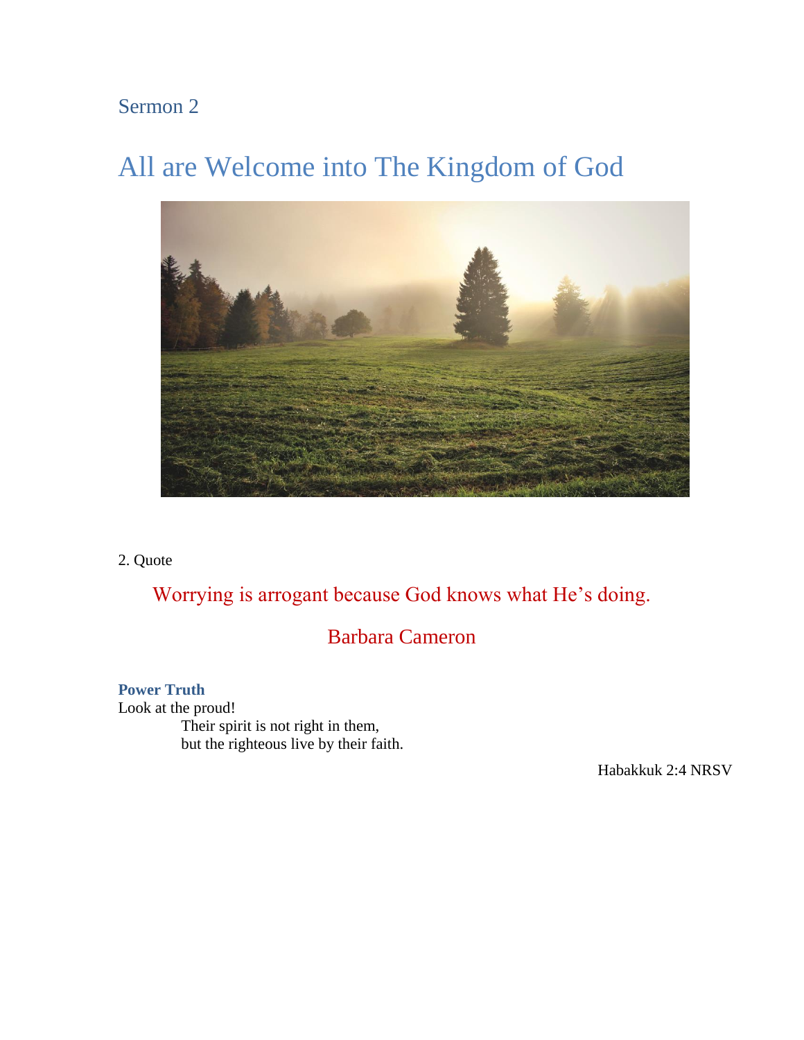Sermon 2

# All are Welcome into The Kingdom of God

2. Quote

Worrying is arrogant because God knows what He's doing.

Barbara Cameron

**Power Truth**

Look at the proud!
Their spirit is not right in them,
but the righteous live by their faith.

Habakkuk 2:4 NRSV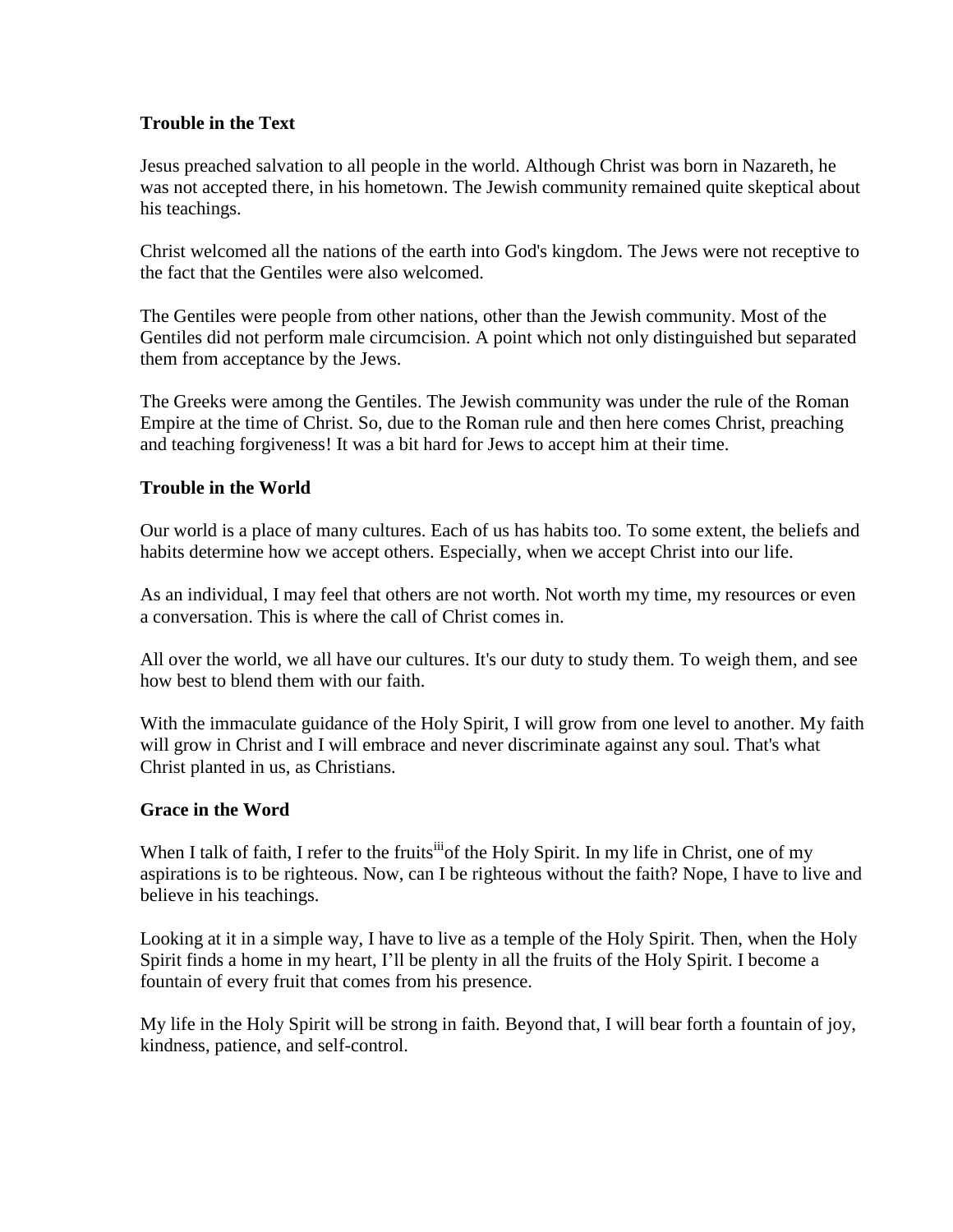**Trouble in the Text**

Jesus preached salvation to all people in the world. Although Christ was born in Nazareth, he was not accepted there, in his hometown. The Jewish community remained quite skeptical about his teachings.

Christ welcomed all the nations of the earth into God's kingdom. The Jews were not receptive to the fact that the Gentiles were also welcomed.

The Gentiles were people from other nations, other than the Jewish community. Most of the Gentiles did not perform male circumcision. A point which not only distinguished but separated them from acceptance by the Jews.

The Greeks were among the Gentiles. The Jewish community was under the rule of the Roman Empire at the time of Christ. So, due to the Roman rule and then here comes Christ, preaching and teaching forgiveness! It was a bit hard for Jews to accept him at their time.

**Trouble in the World**

Our world is a place of many cultures. Each of us has habits too. To some extent, the beliefs and habits determine how we accept others. Especially, when we accept Christ into our life.

As an individual, I may feel that others are not worth. Not worth my time, my resources or even a conversation. This is where the call of Christ comes in.

All over the world, we all have our cultures. It's our duty to study them. To weigh them, and see how best to blend them with our faith.

With the immaculate guidance of the Holy Spirit, I will grow from one level to another. My faith will grow in Christ and I will embrace and never discriminate against any soul. That's what Christ planted in us, as Christians.

**Grace in the Word**

When I talk of faith, I refer to the fruits[iii] of the Holy Spirit. In my life in Christ, one of my aspirations is to be righteous. Now, can I be righteous without the faith? Nope, I have to live and believe in his teachings.

Looking at it in a simple way, I have to live as a temple of the Holy Spirit. Then, when the Holy Spirit finds a home in my heart, I'll be plenty in all the fruits of the Holy Spirit. I become a fountain of every fruit that comes from his presence.

My life in the Holy Spirit will be strong in faith. Beyond that, I will bear forth a fountain of joy, kindness, patience, and self-control.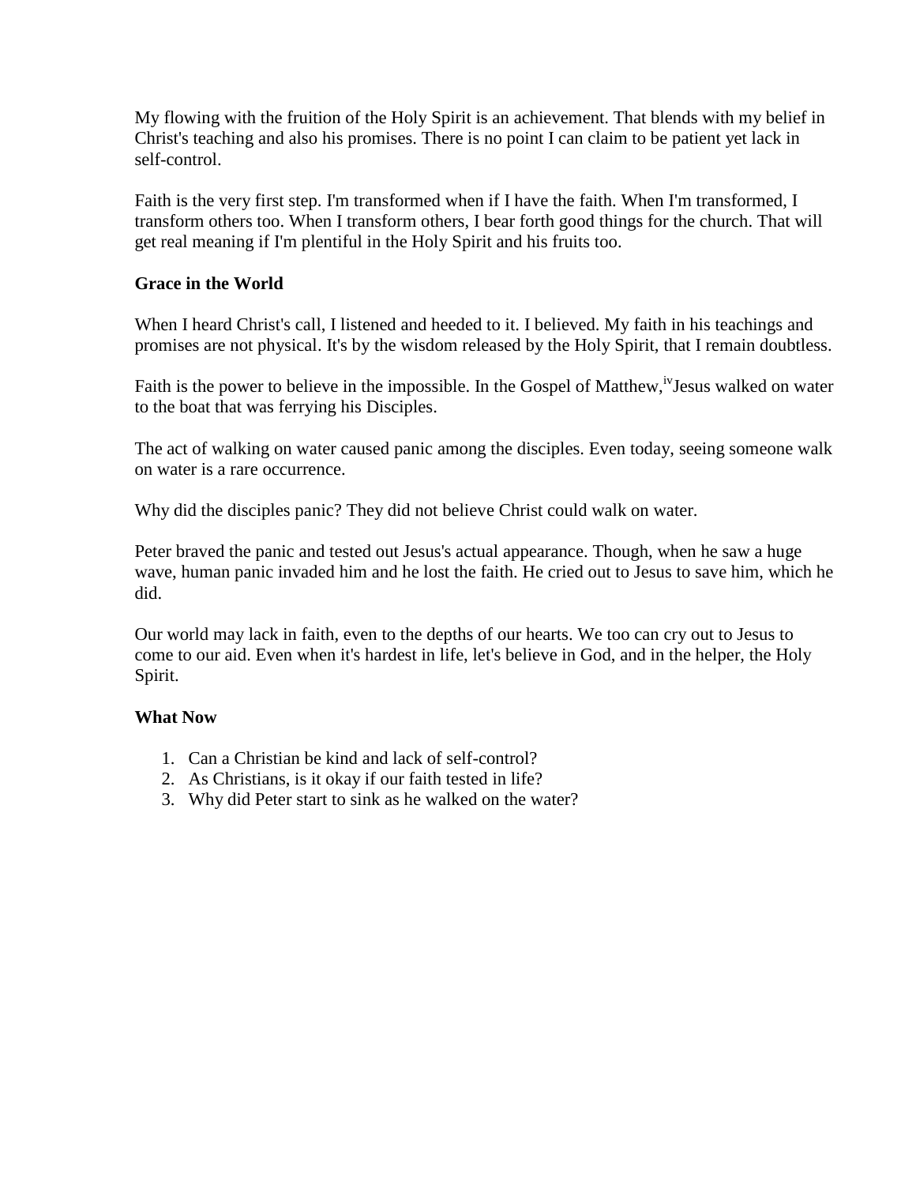My flowing with the fruition of the Holy Spirit is an achievement. That blends with my belief in Christ's teaching and also his promises. There is no point I can claim to be patient yet lack in self-control.

Faith is the very first step. I'm transformed when if I have the faith. When I'm transformed, I transform others too. When I transform others, I bear forth good things for the church. That will get real meaning if I'm plentiful in the Holy Spirit and his fruits too.

**Grace in the World**

When I heard Christ's call, I listened and heeded to it. I believed. My faith in his teachings and promises are not physical. It's by the wisdom released by the Holy Spirit, that I remain doubtless.

Faith is the power to believe in the impossible. In the Gospel of Matthew,[iv]Jesus walked on water to the boat that was ferrying his Disciples.

The act of walking on water caused panic among the disciples. Even today, seeing someone walk on water is a rare occurrence.

Why did the disciples panic? They did not believe Christ could walk on water.

Peter braved the panic and tested out Jesus's actual appearance. Though, when he saw a huge wave, human panic invaded him and he lost the faith. He cried out to Jesus to save him, which he did.

Our world may lack in faith, even to the depths of our hearts. We too can cry out to Jesus to come to our aid. Even when it's hardest in life, let's believe in God, and in the helper, the Holy Spirit.

**What Now**

1. Can a Christian be kind and lack of self-control?
2. As Christians, is it okay if our faith tested in life?
3. Why did Peter start to sink as he walked on the water?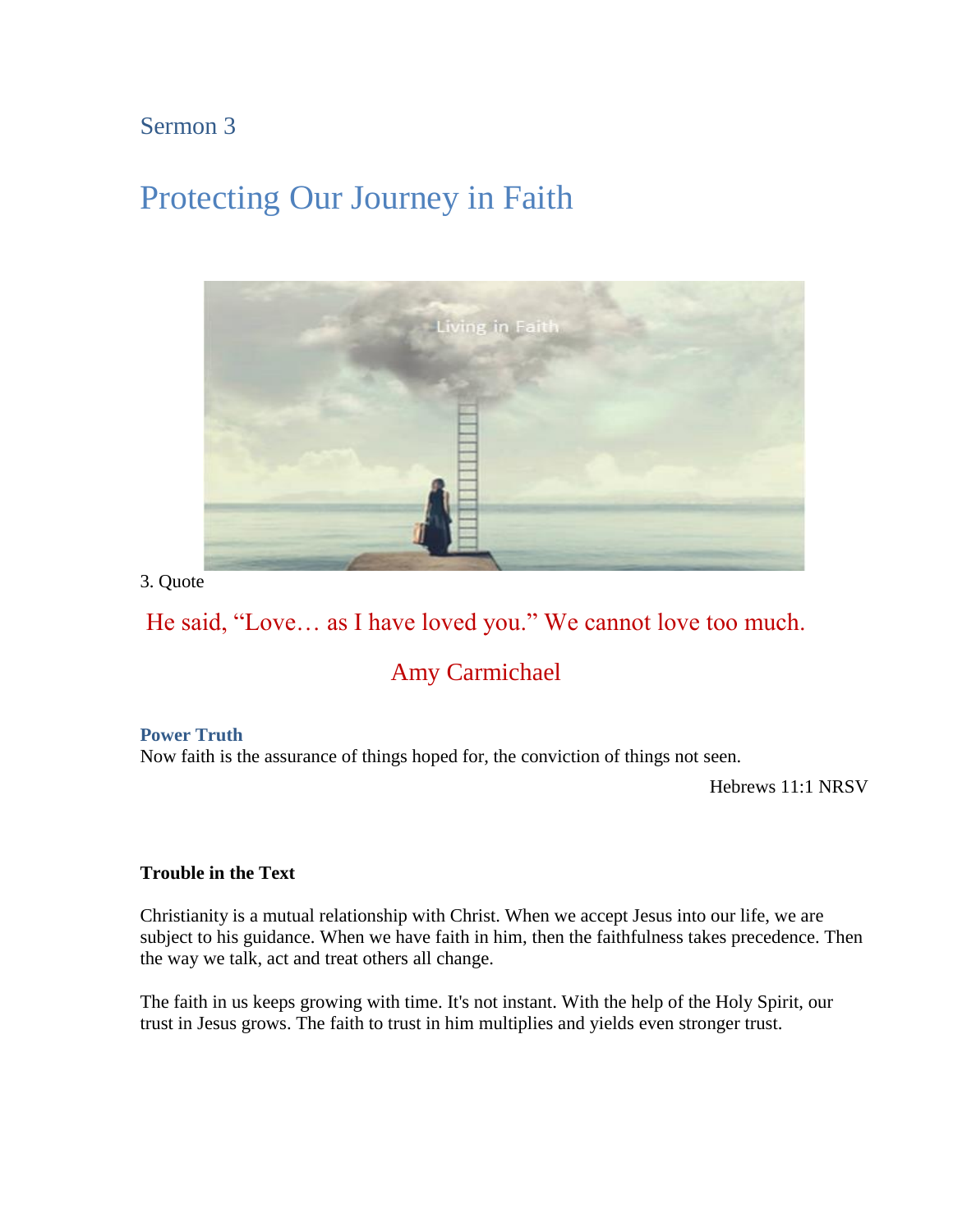Sermon 3

# Protecting Our Journey in Faith

3. Quote

He said, “Love… as I have loved you.” We cannot love too much.

Amy Carmichael

**Power Truth**
Now faith is the assurance of things hoped for, the conviction of things not seen.

Hebrews 11:1 NRSV

**Trouble in the Text**

Christianity is a mutual relationship with Christ. When we accept Jesus into our life, we are subject to his guidance. When we have faith in him, then the faithfulness takes precedence. Then the way we talk, act and treat others all change.

The faith in us keeps growing with time. It's not instant. With the help of the Holy Spirit, our trust in Jesus grows. The faith to trust in him multiplies and yields even stronger trust.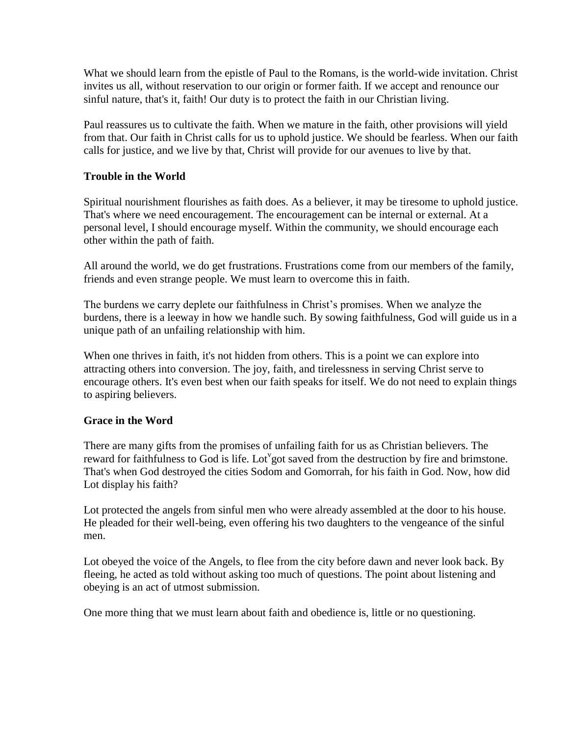What we should learn from the epistle of Paul to the Romans, is the world-wide invitation. Christ invites us all, without reservation to our origin or former faith. If we accept and renounce our sinful nature, that's it, faith! Our duty is to protect the faith in our Christian living.

Paul reassures us to cultivate the faith. When we mature in the faith, other provisions will yield from that. Our faith in Christ calls for us to uphold justice. We should be fearless. When our faith calls for justice, and we live by that, Christ will provide for our avenues to live by that.

### Trouble in the World

Spiritual nourishment flourishes as faith does. As a believer, it may be tiresome to uphold justice. That's where we need encouragement. The encouragement can be internal or external. At a personal level, I should encourage myself. Within the community, we should encourage each other within the path of faith.

All around the world, we do get frustrations. Frustrations come from our members of the family, friends and even strange people. We must learn to overcome this in faith.

The burdens we carry deplete our faithfulness in Christ's promises. When we analyze the burdens, there is a leeway in how we handle such. By sowing faithfulness, God will guide us in a unique path of an unfailing relationship with him.

When one thrives in faith, it's not hidden from others. This is a point we can explore into attracting others into conversion. The joy, faith, and tirelessness in serving Christ serve to encourage others. It's even best when our faith speaks for itself. We do not need to explain things to aspiring believers.

### Grace in the Word

There are many gifts from the promises of unfailing faith for us as Christian believers. The reward for faithfulness to God is life. Lot[v]got saved from the destruction by fire and brimstone. That's when God destroyed the cities Sodom and Gomorrah, for his faith in God. Now, how did Lot display his faith?

Lot protected the angels from sinful men who were already assembled at the door to his house. He pleaded for their well-being, even offering his two daughters to the vengeance of the sinful men.

Lot obeyed the voice of the Angels, to flee from the city before dawn and never look back. By fleeing, he acted as told without asking too much of questions. The point about listening and obeying is an act of utmost submission.

One more thing that we must learn about faith and obedience is, little or no questioning.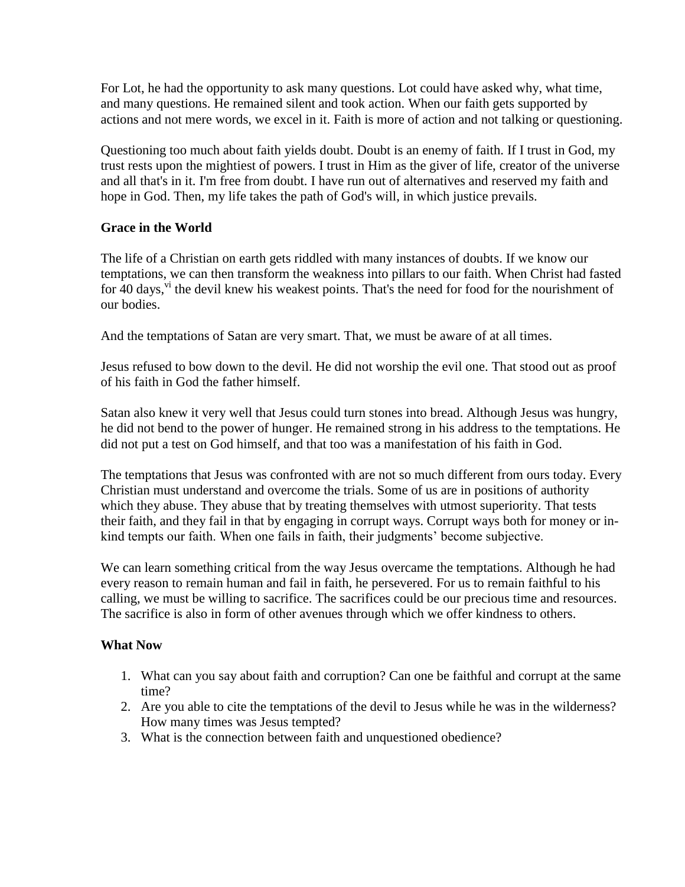For Lot, he had the opportunity to ask many questions. Lot could have asked why, what time, and many questions. He remained silent and took action. When our faith gets supported by actions and not mere words, we excel in it. Faith is more of action and not talking or questioning.

Questioning too much about faith yields doubt. Doubt is an enemy of faith. If I trust in God, my trust rests upon the mightiest of powers. I trust in Him as the giver of life, creator of the universe and all that's in it. I'm free from doubt. I have run out of alternatives and reserved my faith and hope in God. Then, my life takes the path of God's will, in which justice prevails.

### Grace in the World

The life of a Christian on earth gets riddled with many instances of doubts. If we know our temptations, we can then transform the weakness into pillars to our faith. When Christ had fasted for 40 days,[vi] the devil knew his weakest points. That's the need for food for the nourishment of our bodies.

And the temptations of Satan are very smart. That, we must be aware of at all times.

Jesus refused to bow down to the devil. He did not worship the evil one. That stood out as proof of his faith in God the father himself.

Satan also knew it very well that Jesus could turn stones into bread. Although Jesus was hungry, he did not bend to the power of hunger. He remained strong in his address to the temptations. He did not put a test on God himself, and that too was a manifestation of his faith in God.

The temptations that Jesus was confronted with are not so much different from ours today. Every Christian must understand and overcome the trials. Some of us are in positions of authority which they abuse. They abuse that by treating themselves with utmost superiority. That tests their faith, and they fail in that by engaging in corrupt ways. Corrupt ways both for money or in-kind tempts our faith. When one fails in faith, their judgments' become subjective.

We can learn something critical from the way Jesus overcame the temptations. Although he had every reason to remain human and fail in faith, he persevered. For us to remain faithful to his calling, we must be willing to sacrifice. The sacrifices could be our precious time and resources. The sacrifice is also in form of other avenues through which we offer kindness to others.

### What Now

1. What can you say about faith and corruption? Can one be faithful and corrupt at the same time?
2. Are you able to cite the temptations of the devil to Jesus while he was in the wilderness? How many times was Jesus tempted?
3. What is the connection between faith and unquestioned obedience?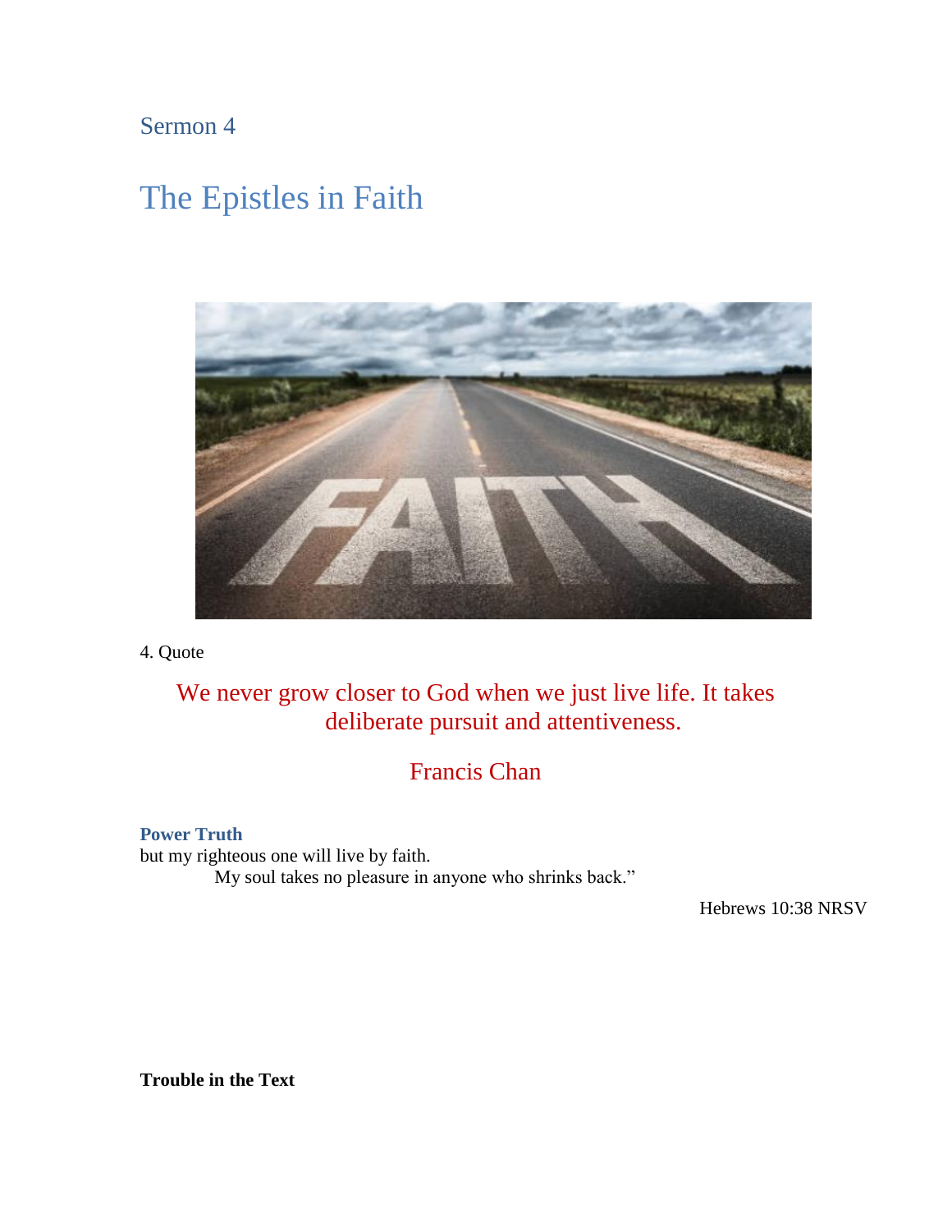Sermon 4

# The Epistles in Faith

4. Quote

We never grow closer to God when we just live life. It takes deliberate pursuit and attentiveness.

Francis Chan

**Power Truth**

but my righteous one will live by faith.
My soul takes no pleasure in anyone who shrinks back."

Hebrews 10:38 NRSV

**Trouble in the Text**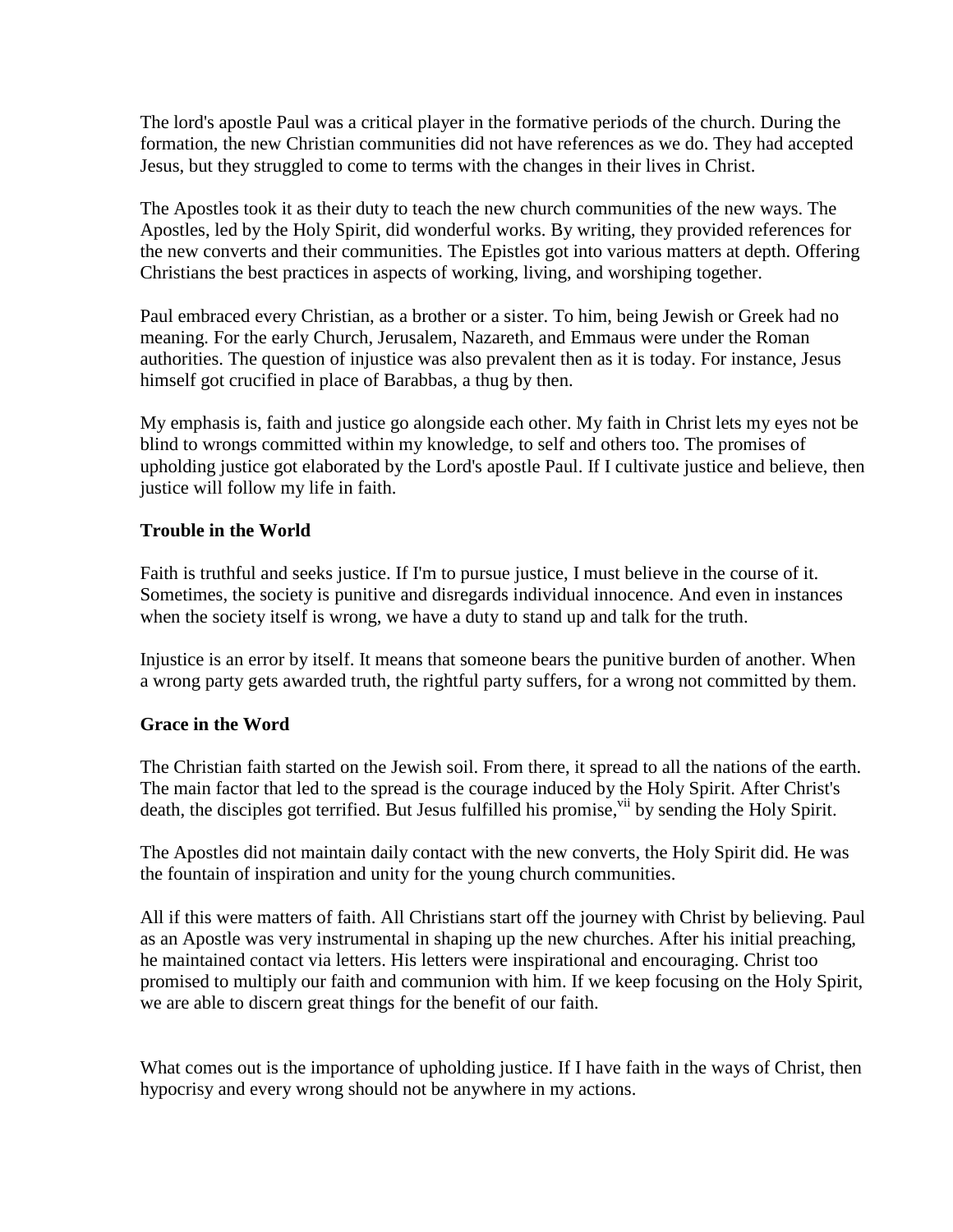The lord's apostle Paul was a critical player in the formative periods of the church. During the formation, the new Christian communities did not have references as we do. They had accepted Jesus, but they struggled to come to terms with the changes in their lives in Christ.

The Apostles took it as their duty to teach the new church communities of the new ways. The Apostles, led by the Holy Spirit, did wonderful works. By writing, they provided references for the new converts and their communities. The Epistles got into various matters at depth. Offering Christians the best practices in aspects of working, living, and worshiping together.

Paul embraced every Christian, as a brother or a sister. To him, being Jewish or Greek had no meaning. For the early Church, Jerusalem, Nazareth, and Emmaus were under the Roman authorities. The question of injustice was also prevalent then as it is today. For instance, Jesus himself got crucified in place of Barabbas, a thug by then.

My emphasis is, faith and justice go alongside each other. My faith in Christ lets my eyes not be blind to wrongs committed within my knowledge, to self and others too. The promises of upholding justice got elaborated by the Lord's apostle Paul. If I cultivate justice and believe, then justice will follow my life in faith.

**Trouble in the World**

Faith is truthful and seeks justice. If I'm to pursue justice, I must believe in the course of it. Sometimes, the society is punitive and disregards individual innocence. And even in instances when the society itself is wrong, we have a duty to stand up and talk for the truth.

Injustice is an error by itself. It means that someone bears the punitive burden of another. When a wrong party gets awarded truth, the rightful party suffers, for a wrong not committed by them.

**Grace in the Word**

The Christian faith started on the Jewish soil. From there, it spread to all the nations of the earth. The main factor that led to the spread is the courage induced by the Holy Spirit. After Christ's death, the disciples got terrified. But Jesus fulfilled his promise,[vii] by sending the Holy Spirit.

The Apostles did not maintain daily contact with the new converts, the Holy Spirit did. He was the fountain of inspiration and unity for the young church communities.

All if this were matters of faith. All Christians start off the journey with Christ by believing. Paul as an Apostle was very instrumental in shaping up the new churches. After his initial preaching, he maintained contact via letters. His letters were inspirational and encouraging. Christ too promised to multiply our faith and communion with him. If we keep focusing on the Holy Spirit, we are able to discern great things for the benefit of our faith.

What comes out is the importance of upholding justice. If I have faith in the ways of Christ, then hypocrisy and every wrong should not be anywhere in my actions.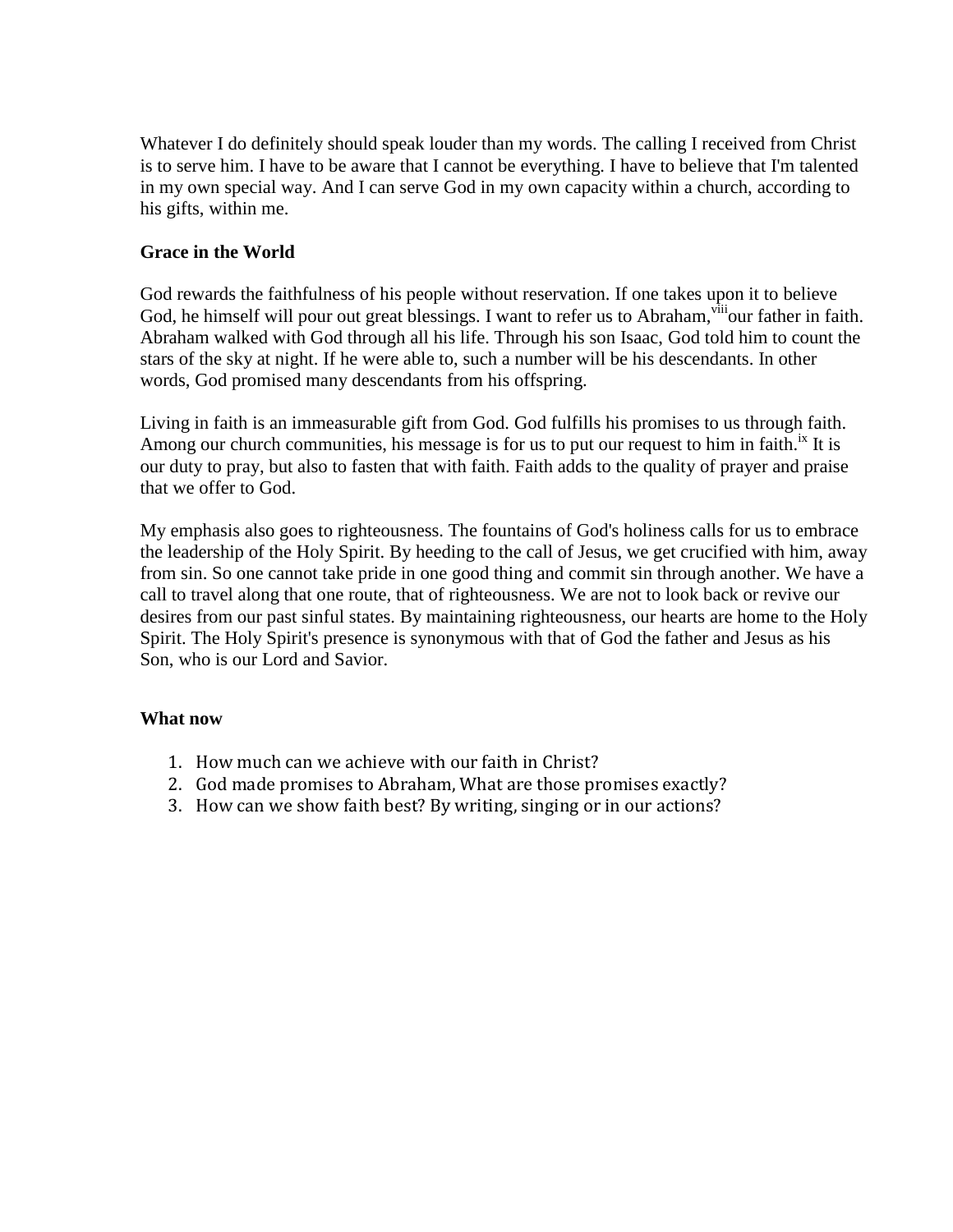Whatever I do definitely should speak louder than my words. The calling I received from Christ is to serve him. I have to be aware that I cannot be everything. I have to believe that I'm talented in my own special way. And I can serve God in my own capacity within a church, according to his gifts, within me.

**Grace in the World**

God rewards the faithfulness of his people without reservation. If one takes upon it to believe God, he himself will pour out great blessings. I want to refer us to Abraham,[viii] our father in faith. Abraham walked with God through all his life. Through his son Isaac, God told him to count the stars of the sky at night. If he were able to, such a number will be his descendants. In other words, God promised many descendants from his offspring.

Living in faith is an immeasurable gift from God. God fulfills his promises to us through faith. Among our church communities, his message is for us to put our request to him in faith.[ix] It is our duty to pray, but also to fasten that with faith. Faith adds to the quality of prayer and praise that we offer to God.

My emphasis also goes to righteousness. The fountains of God's holiness calls for us to embrace the leadership of the Holy Spirit. By heeding to the call of Jesus, we get crucified with him, away from sin. So one cannot take pride in one good thing and commit sin through another. We have a call to travel along that one route, that of righteousness. We are not to look back or revive our desires from our past sinful states. By maintaining righteousness, our hearts are home to the Holy Spirit. The Holy Spirit's presence is synonymous with that of God the father and Jesus as his Son, who is our Lord and Savior.

**What now**

1. How much can we achieve with our faith in Christ?
2. God made promises to Abraham, What are those promises exactly?
3. How can we show faith best? By writing, singing or in our actions?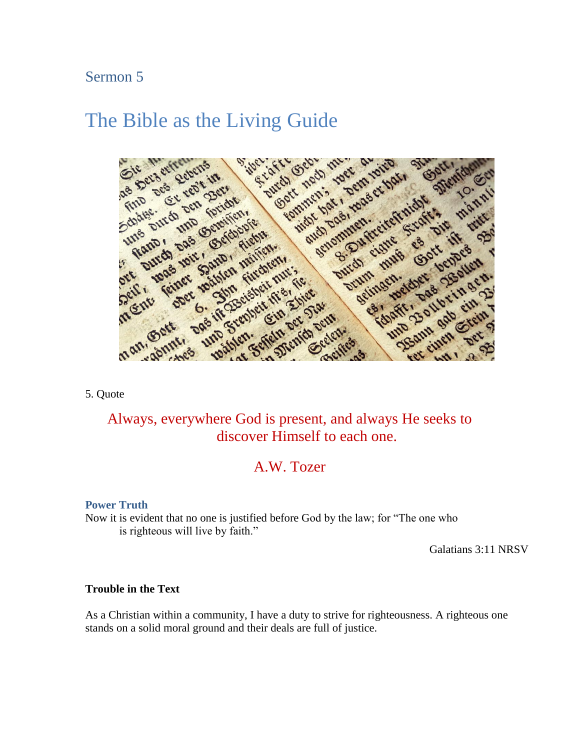Sermon 5

# The Bible as the Living Guide

5. Quote

Always, everywhere God is present, and always He seeks to discover Himself to each one.

A.W. Tozer

### Power Truth

Now it is evident that no one is justified before God by the law; for "The one who is righteous will live by faith."

Galatians 3:11 NRSV

**Trouble in the Text**

As a Christian within a community, I have a duty to strive for righteousness. A righteous one stands on a solid moral ground and their deals are full of justice.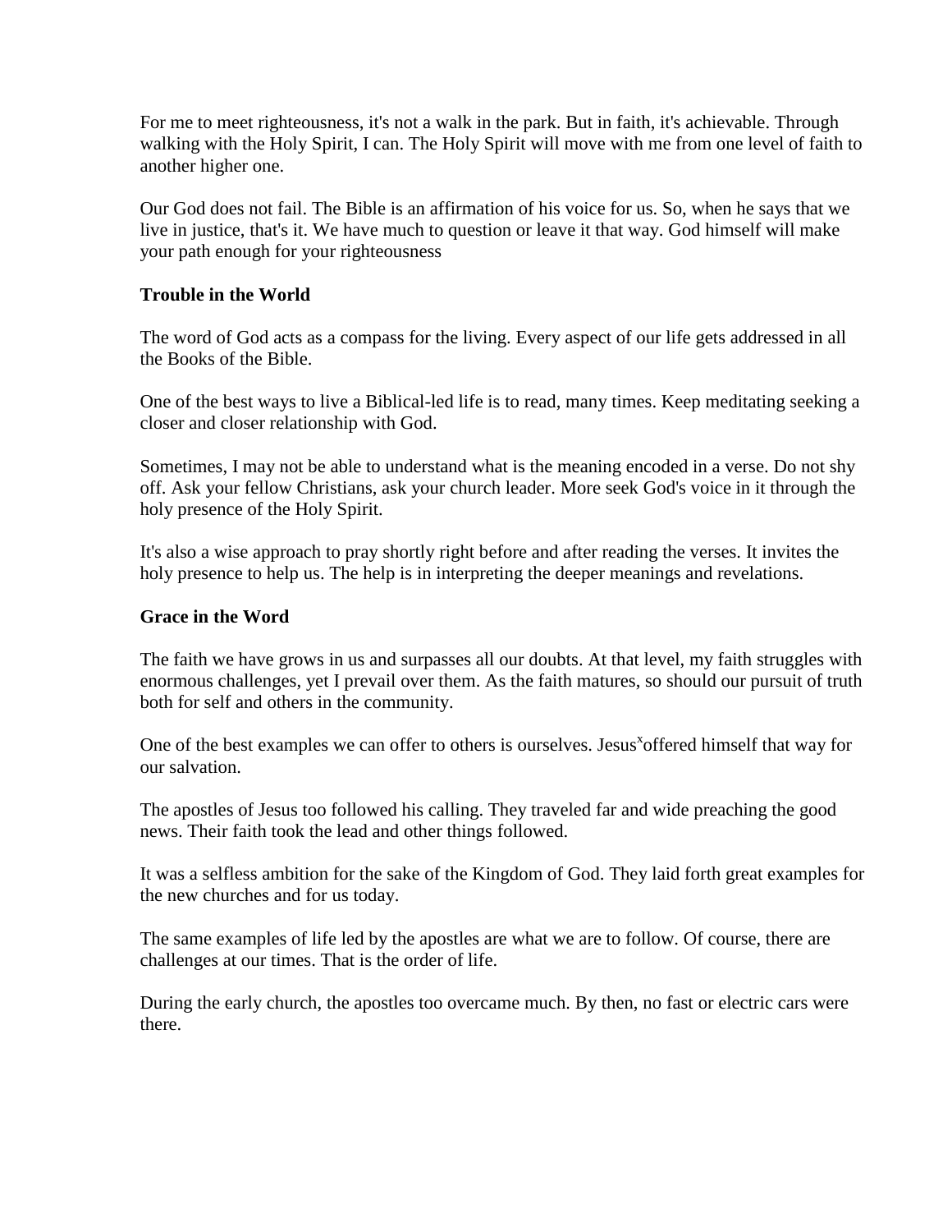For me to meet righteousness, it's not a walk in the park. But in faith, it's achievable. Through walking with the Holy Spirit, I can. The Holy Spirit will move with me from one level of faith to another higher one.

Our God does not fail. The Bible is an affirmation of his voice for us. So, when he says that we live in justice, that's it. We have much to question or leave it that way. God himself will make your path enough for your righteousness

**Trouble in the World**

The word of God acts as a compass for the living. Every aspect of our life gets addressed in all the Books of the Bible.

One of the best ways to live a Biblical-led life is to read, many times. Keep meditating seeking a closer and closer relationship with God.

Sometimes, I may not be able to understand what is the meaning encoded in a verse. Do not shy off. Ask your fellow Christians, ask your church leader. More seek God's voice in it through the holy presence of the Holy Spirit.

It's also a wise approach to pray shortly right before and after reading the verses. It invites the holy presence to help us. The help is in interpreting the deeper meanings and revelations.

**Grace in the Word**

The faith we have grows in us and surpasses all our doubts. At that level, my faith struggles with enormous challenges, yet I prevail over them. As the faith matures, so should our pursuit of truth both for self and others in the community.

One of the best examples we can offer to others is ourselves. Jesus[x]offered himself that way for our salvation.

The apostles of Jesus too followed his calling. They traveled far and wide preaching the good news. Their faith took the lead and other things followed.

It was a selfless ambition for the sake of the Kingdom of God. They laid forth great examples for the new churches and for us today.

The same examples of life led by the apostles are what we are to follow. Of course, there are challenges at our times. That is the order of life.

During the early church, the apostles too overcame much. By then, no fast or electric cars were there.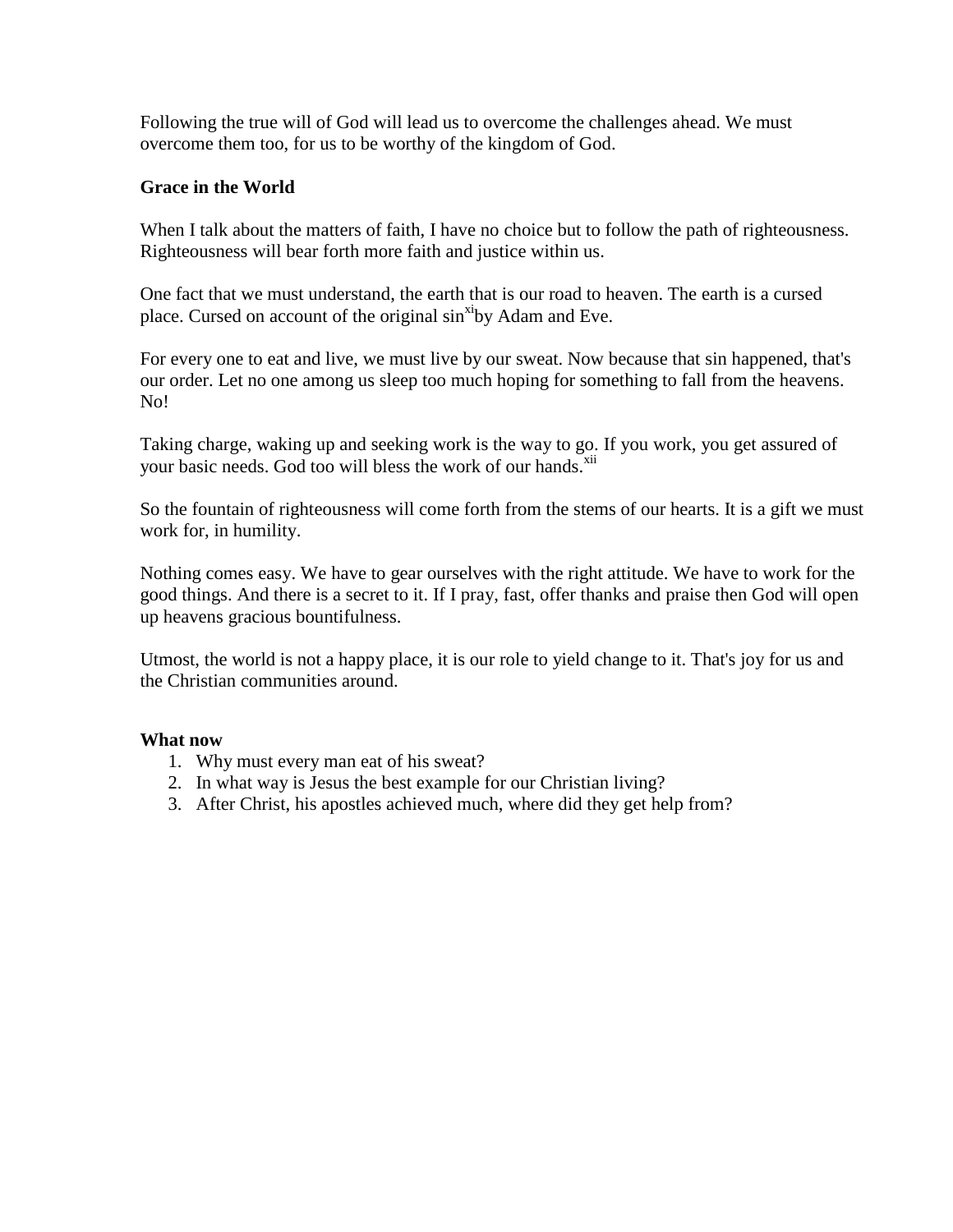Following the true will of God will lead us to overcome the challenges ahead. We must overcome them too, for us to be worthy of the kingdom of God.

**Grace in the World**

When I talk about the matters of faith, I have no choice but to follow the path of righteousness. Righteousness will bear forth more faith and justice within us.

One fact that we must understand, the earth that is our road to heaven. The earth is a cursed place. Cursed on account of the original sin[xi]by Adam and Eve.

For every one to eat and live, we must live by our sweat. Now because that sin happened, that's our order. Let no one among us sleep too much hoping for something to fall from the heavens. No!

Taking charge, waking up and seeking work is the way to go. If you work, you get assured of your basic needs. God too will bless the work of our hands.[xii]

So the fountain of righteousness will come forth from the stems of our hearts. It is a gift we must work for, in humility.

Nothing comes easy. We have to gear ourselves with the right attitude. We have to work for the good things. And there is a secret to it. If I pray, fast, offer thanks and praise then God will open up heavens gracious bountifulness.

Utmost, the world is not a happy place, it is our role to yield change to it. That's joy for us and the Christian communities around.

**What now**

1. Why must every man eat of his sweat?
2. In what way is Jesus the best example for our Christian living?
3. After Christ, his apostles achieved much, where did they get help from?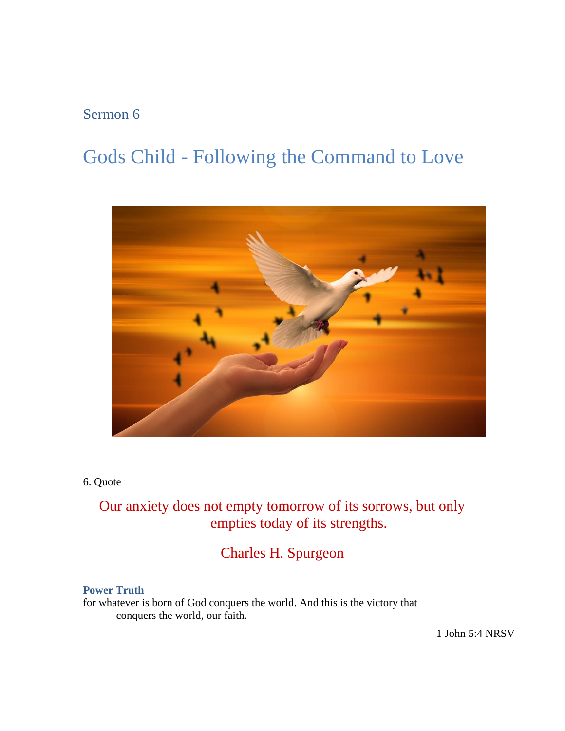Sermon 6

# Gods Child - Following the Command to Love

6. Quote

Our anxiety does not empty tomorrow of its sorrows, but only empties today of its strengths.

Charles H. Spurgeon

**Power Truth**

for whatever is born of God conquers the world. And this is the victory that conquers the world, our faith.

1 John 5:4 NRSV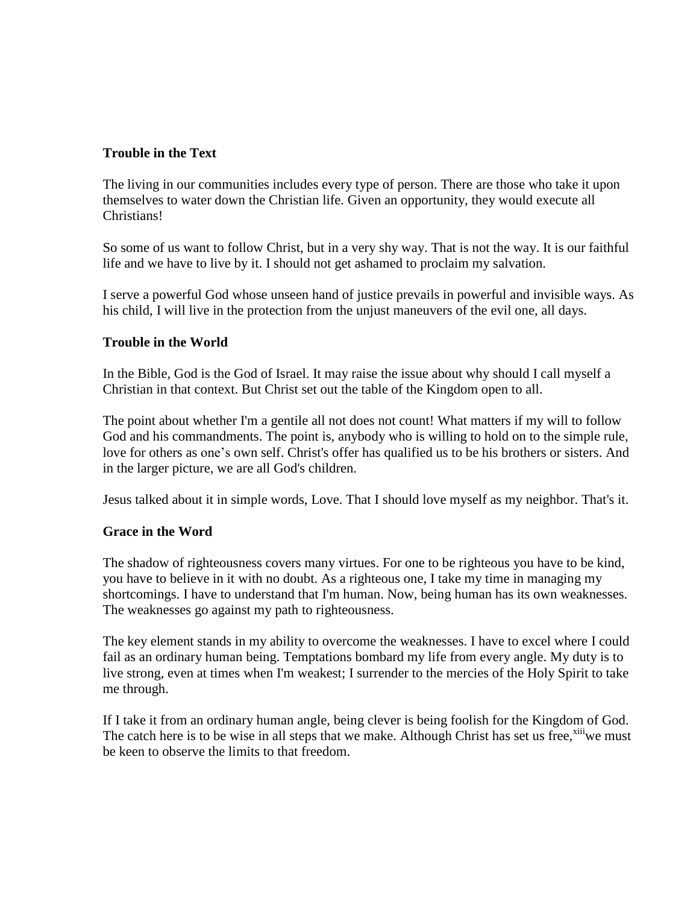**Trouble in the Text**

The living in our communities includes every type of person. There are those who take it upon themselves to water down the Christian life. Given an opportunity, they would execute all Christians!

So some of us want to follow Christ, but in a very shy way. That is not the way. It is our faithful life and we have to live by it. I should not get ashamed to proclaim my salvation.

I serve a powerful God whose unseen hand of justice prevails in powerful and invisible ways. As his child, I will live in the protection from the unjust maneuvers of the evil one, all days.

**Trouble in the World**

In the Bible, God is the God of Israel. It may raise the issue about why should I call myself a Christian in that context. But Christ set out the table of the Kingdom open to all.

The point about whether I'm a gentile all not does not count! What matters if my will to follow God and his commandments. The point is, anybody who is willing to hold on to the simple rule, love for others as one's own self. Christ's offer has qualified us to be his brothers or sisters. And in the larger picture, we are all God's children.

Jesus talked about it in simple words, Love. That I should love myself as my neighbor. That's it.

**Grace in the Word**

The shadow of righteousness covers many virtues. For one to be righteous you have to be kind, you have to believe in it with no doubt. As a righteous one, I take my time in managing my shortcomings. I have to understand that I'm human. Now, being human has its own weaknesses. The weaknesses go against my path to righteousness.

The key element stands in my ability to overcome the weaknesses. I have to excel where I could fail as an ordinary human being. Temptations bombard my life from every angle. My duty is to live strong, even at times when I'm weakest; I surrender to the mercies of the Holy Spirit to take me through.

If I take it from an ordinary human angle, being clever is being foolish for the Kingdom of God. The catch here is to be wise in all steps that we make. Although Christ has set us free,[xiii] we must be keen to observe the limits to that freedom.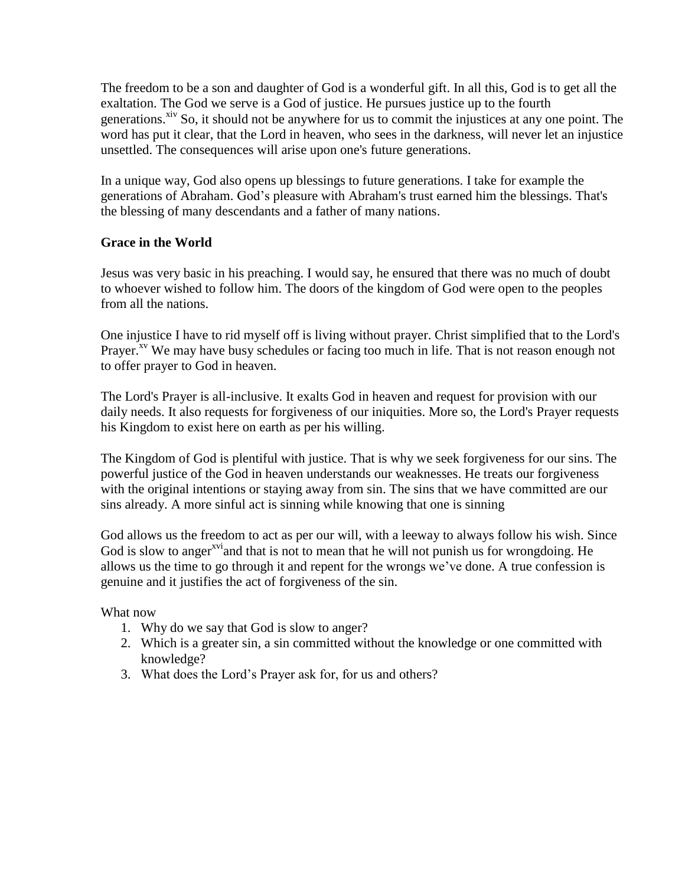The freedom to be a son and daughter of God is a wonderful gift. In all this, God is to get all the exaltation. The God we serve is a God of justice. He pursues justice up to the fourth generations.[xiv] So, it should not be anywhere for us to commit the injustices at any one point. The word has put it clear, that the Lord in heaven, who sees in the darkness, will never let an injustice unsettled. The consequences will arise upon one's future generations.

In a unique way, God also opens up blessings to future generations. I take for example the generations of Abraham. God's pleasure with Abraham's trust earned him the blessings. That's the blessing of many descendants and a father of many nations.

**Grace in the World**

Jesus was very basic in his preaching. I would say, he ensured that there was no much of doubt to whoever wished to follow him. The doors of the kingdom of God were open to the peoples from all the nations.

One injustice I have to rid myself off is living without prayer. Christ simplified that to the Lord's Prayer.[xv] We may have busy schedules or facing too much in life. That is not reason enough not to offer prayer to God in heaven.

The Lord's Prayer is all-inclusive. It exalts God in heaven and request for provision with our daily needs. It also requests for forgiveness of our iniquities. More so, the Lord's Prayer requests his Kingdom to exist here on earth as per his willing.

The Kingdom of God is plentiful with justice. That is why we seek forgiveness for our sins. The powerful justice of the God in heaven understands our weaknesses. He treats our forgiveness with the original intentions or staying away from sin. The sins that we have committed are our sins already. A more sinful act is sinning while knowing that one is sinning

God allows us the freedom to act as per our will, with a leeway to always follow his wish. Since God is slow to anger[xvi]and that is not to mean that he will not punish us for wrongdoing. He allows us the time to go through it and repent for the wrongs we've done. A true confession is genuine and it justifies the act of forgiveness of the sin.

What now

1. Why do we say that God is slow to anger?
2. Which is a greater sin, a sin committed without the knowledge or one committed with knowledge?
3. What does the Lord's Prayer ask for, for us and others?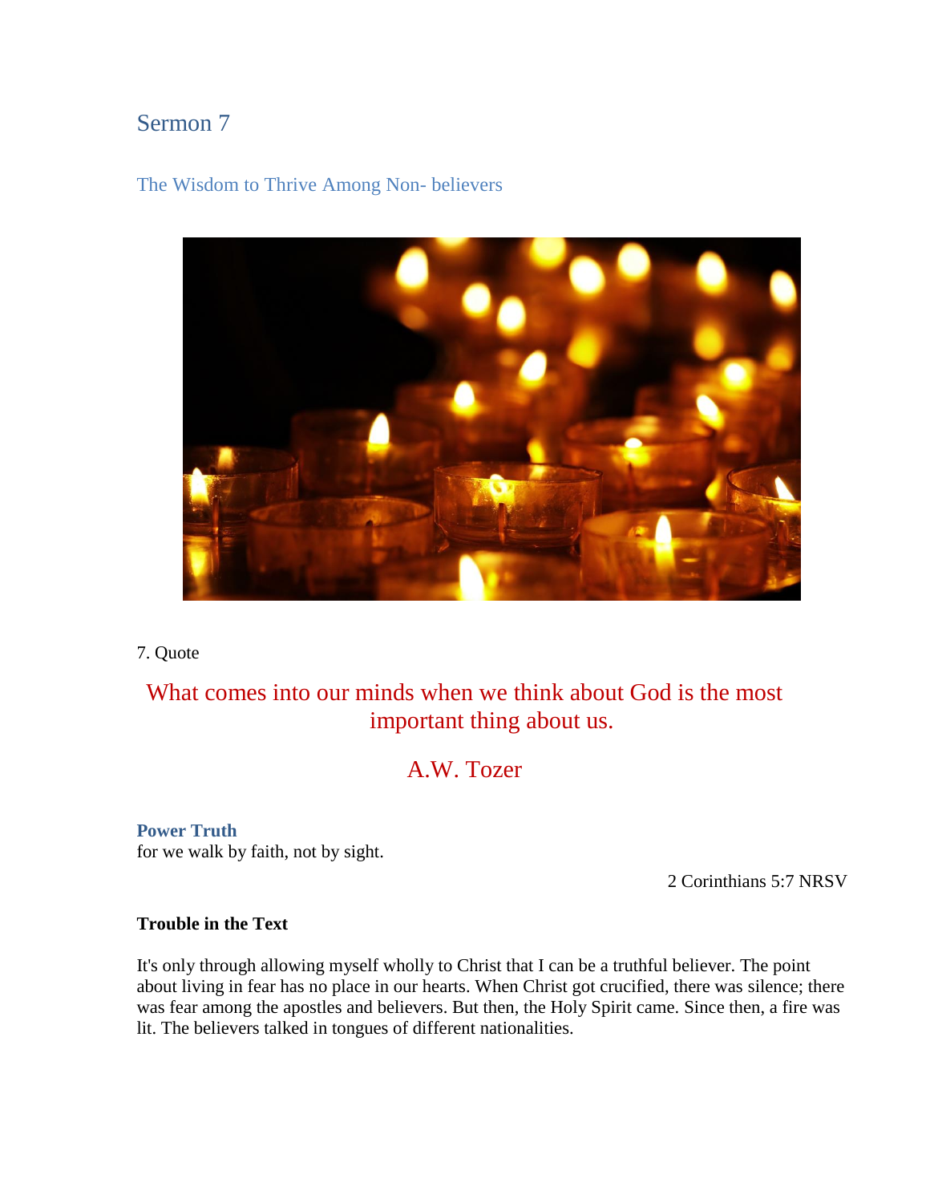# Sermon 7

## The Wisdom to Thrive Among Non- believers

7. Quote

What comes into our minds when we think about God is the most important thing about us.

A.W. Tozer

**Power Truth**
for we walk by faith, not by sight.

2 Corinthians 5:7 NRSV

**Trouble in the Text**

It's only through allowing myself wholly to Christ that I can be a truthful believer. The point about living in fear has no place in our hearts. When Christ got crucified, there was silence; there was fear among the apostles and believers. But then, the Holy Spirit came. Since then, a fire was lit. The believers talked in tongues of different nationalities.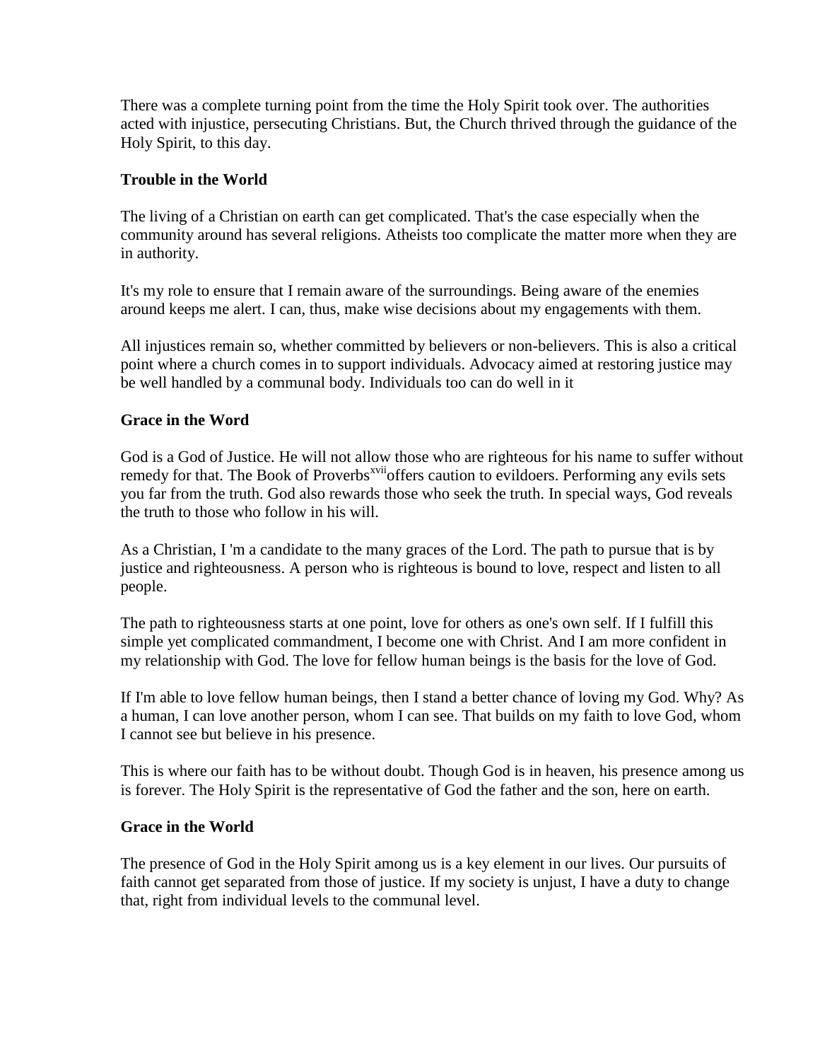There was a complete turning point from the time the Holy Spirit took over. The authorities acted with injustice, persecuting Christians. But, the Church thrived through the guidance of the Holy Spirit, to this day.

**Trouble in the World**

The living of a Christian on earth can get complicated. That's the case especially when the community around has several religions. Atheists too complicate the matter more when they are in authority.

It's my role to ensure that I remain aware of the surroundings. Being aware of the enemies around keeps me alert. I can, thus, make wise decisions about my engagements with them.

All injustices remain so, whether committed by believers or non-believers. This is also a critical point where a church comes in to support individuals. Advocacy aimed at restoring justice may be well handled by a communal body. Individuals too can do well in it

**Grace in the Word**

God is a God of Justice. He will not allow those who are righteous for his name to suffer without remedy for that. The Book of Proverbs[xvii]offers caution to evildoers. Performing any evils sets you far from the truth. God also rewards those who seek the truth. In special ways, God reveals the truth to those who follow in his will.

As a Christian, I 'm a candidate to the many graces of the Lord. The path to pursue that is by justice and righteousness. A person who is righteous is bound to love, respect and listen to all people.

The path to righteousness starts at one point, love for others as one's own self. If I fulfill this simple yet complicated commandment, I become one with Christ. And I am more confident in my relationship with God. The love for fellow human beings is the basis for the love of God.

If I'm able to love fellow human beings, then I stand a better chance of loving my God. Why? As a human, I can love another person, whom I can see. That builds on my faith to love God, whom I cannot see but believe in his presence.

This is where our faith has to be without doubt. Though God is in heaven, his presence among us is forever. The Holy Spirit is the representative of God the father and the son, here on earth.

**Grace in the World**

The presence of God in the Holy Spirit among us is a key element in our lives. Our pursuits of faith cannot get separated from those of justice. If my society is unjust, I have a duty to change that, right from individual levels to the communal level.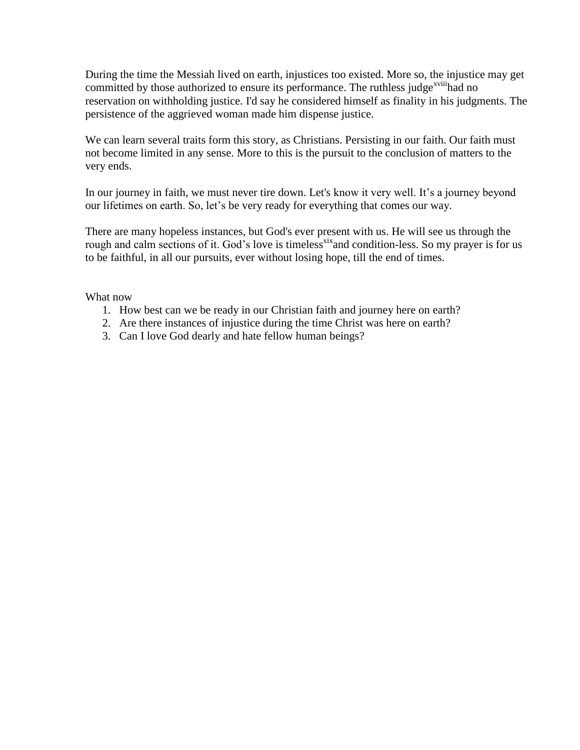During the time the Messiah lived on earth, injustices too existed. More so, the injustice may get committed by those authorized to ensure its performance. The ruthless judge[xviii]had no reservation on withholding justice. I'd say he considered himself as finality in his judgments. The persistence of the aggrieved woman made him dispense justice.

We can learn several traits form this story, as Christians. Persisting in our faith. Our faith must not become limited in any sense. More to this is the pursuit to the conclusion of matters to the very ends.

In our journey in faith, we must never tire down. Let's know it very well. It's a journey beyond our lifetimes on earth. So, let's be very ready for everything that comes our way.

There are many hopeless instances, but God's ever present with us. He will see us through the rough and calm sections of it. God's love is timeless[xix]and condition-less. So my prayer is for us to be faithful, in all our pursuits, ever without losing hope, till the end of times.

What now

1. How best can we be ready in our Christian faith and journey here on earth?
2. Are there instances of injustice during the time Christ was here on earth?
3. Can I love God dearly and hate fellow human beings?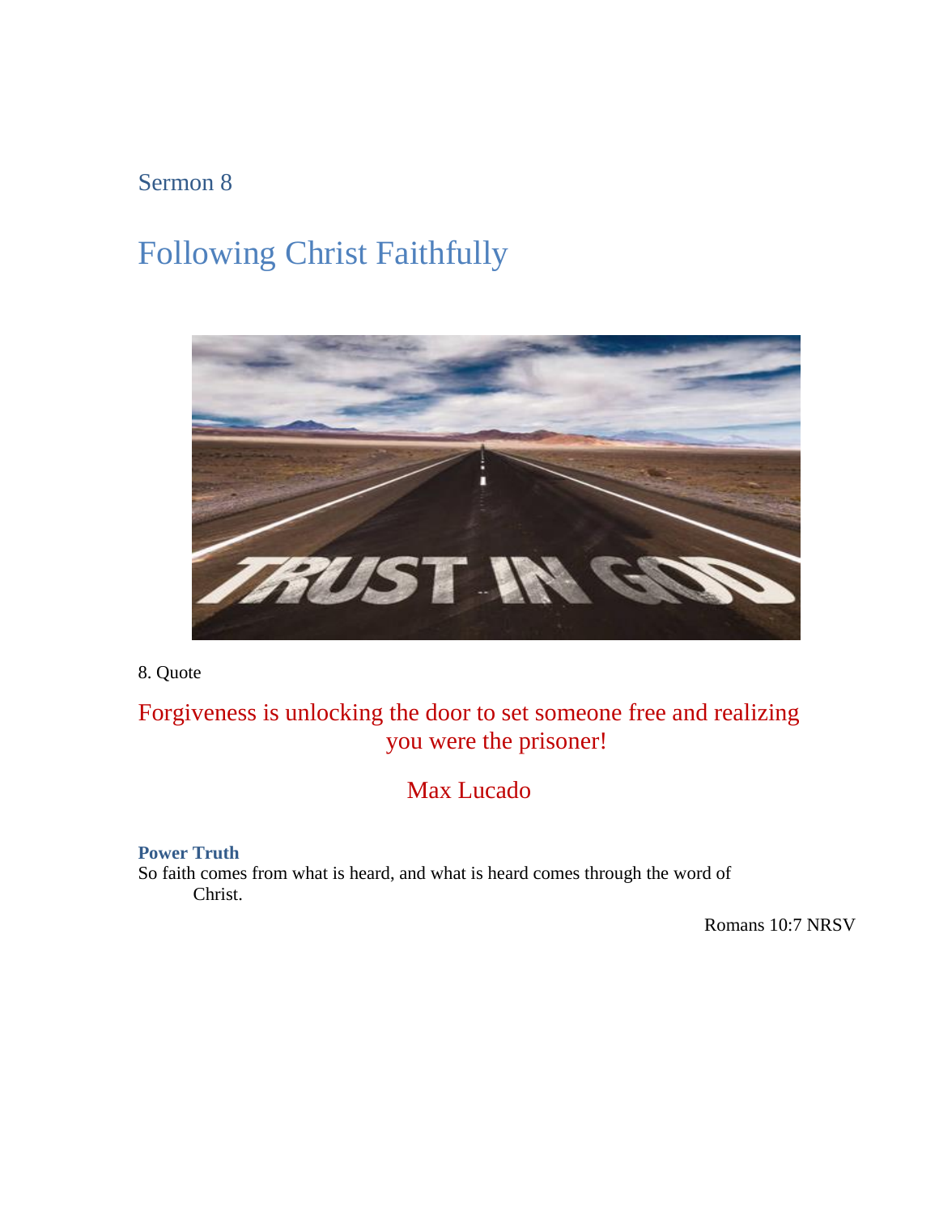Sermon 8

# Following Christ Faithfully

8. Quote

Forgiveness is unlocking the door to set someone free and realizing you were the prisoner!

Max Lucado

**Power Truth**

So faith comes from what is heard, and what is heard comes through the word of Christ.

Romans 10:7 NRSV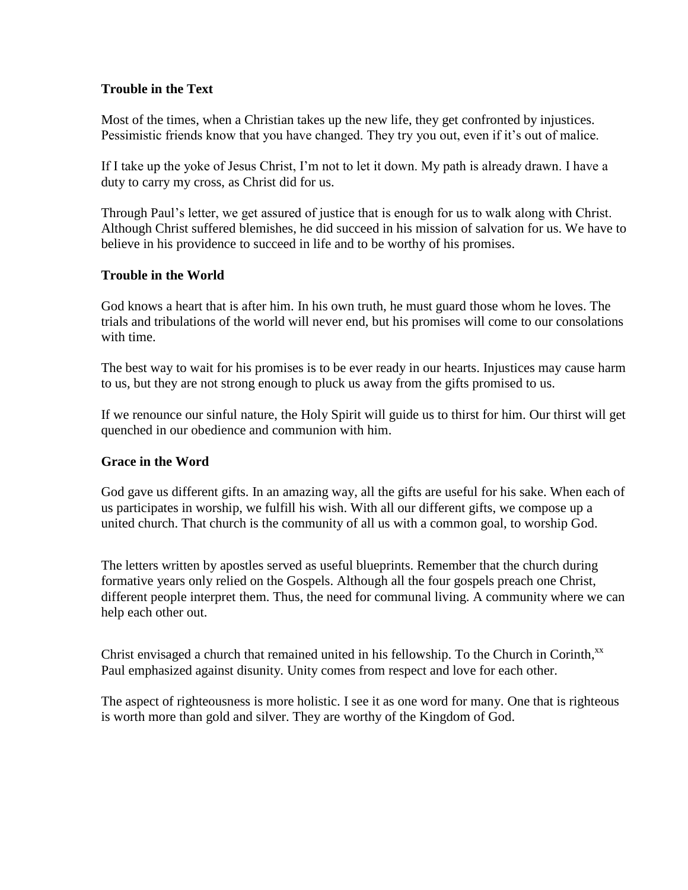### Trouble in the Text

Most of the times, when a Christian takes up the new life, they get confronted by injustices. Pessimistic friends know that you have changed. They try you out, even if it's out of malice.

If I take up the yoke of Jesus Christ, I'm not to let it down. My path is already drawn. I have a duty to carry my cross, as Christ did for us.

Through Paul's letter, we get assured of justice that is enough for us to walk along with Christ. Although Christ suffered blemishes, he did succeed in his mission of salvation for us. We have to believe in his providence to succeed in life and to be worthy of his promises.

### Trouble in the World

God knows a heart that is after him. In his own truth, he must guard those whom he loves. The trials and tribulations of the world will never end, but his promises will come to our consolations with time.

The best way to wait for his promises is to be ever ready in our hearts. Injustices may cause harm to us, but they are not strong enough to pluck us away from the gifts promised to us.

If we renounce our sinful nature, the Holy Spirit will guide us to thirst for him. Our thirst will get quenched in our obedience and communion with him.

### Grace in the Word

God gave us different gifts. In an amazing way, all the gifts are useful for his sake. When each of us participates in worship, we fulfill his wish. With all our different gifts, we compose up a united church. That church is the community of all us with a common goal, to worship God.

The letters written by apostles served as useful blueprints. Remember that the church during formative years only relied on the Gospels. Although all the four gospels preach one Christ, different people interpret them. Thus, the need for communal living. A community where we can help each other out.

Christ envisaged a church that remained united in his fellowship. To the Church in Corinth,[xx] Paul emphasized against disunity. Unity comes from respect and love for each other.

The aspect of righteousness is more holistic. I see it as one word for many. One that is righteous is worth more than gold and silver. They are worthy of the Kingdom of God.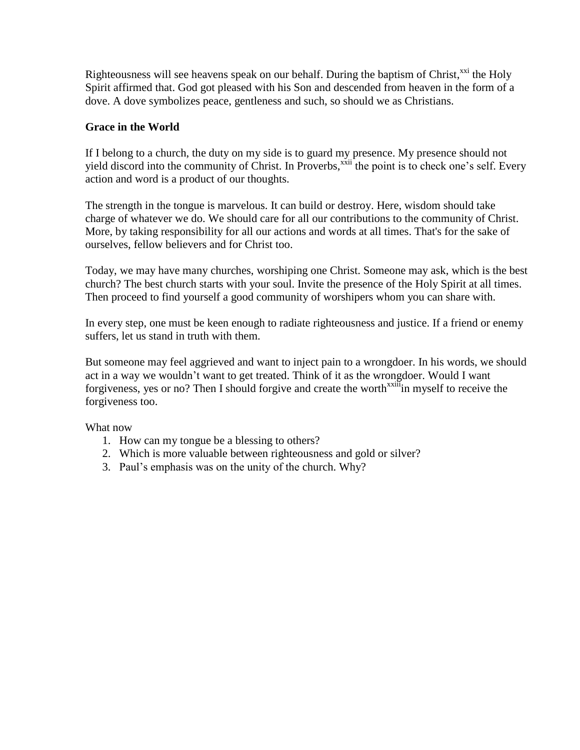Righteousness will see heavens speak on our behalf. During the baptism of Christ,[xxi] the Holy Spirit affirmed that. God got pleased with his Son and descended from heaven in the form of a dove. A dove symbolizes peace, gentleness and such, so should we as Christians.

**Grace in the World**

If I belong to a church, the duty on my side is to guard my presence. My presence should not yield discord into the community of Christ. In Proverbs,[xxii] the point is to check one's self. Every action and word is a product of our thoughts.

The strength in the tongue is marvelous. It can build or destroy. Here, wisdom should take charge of whatever we do. We should care for all our contributions to the community of Christ. More, by taking responsibility for all our actions and words at all times. That's for the sake of ourselves, fellow believers and for Christ too.

Today, we may have many churches, worshiping one Christ. Someone may ask, which is the best church? The best church starts with your soul. Invite the presence of the Holy Spirit at all times. Then proceed to find yourself a good community of worshipers whom you can share with.

In every step, one must be keen enough to radiate righteousness and justice. If a friend or enemy suffers, let us stand in truth with them.

But someone may feel aggrieved and want to inject pain to a wrongdoer. In his words, we should act in a way we wouldn't want to get treated. Think of it as the wrongdoer. Would I want forgiveness, yes or no? Then I should forgive and create the worth[xxiii]in myself to receive the forgiveness too.

What now

1. How can my tongue be a blessing to others?
2. Which is more valuable between righteousness and gold or silver?
3. Paul's emphasis was on the unity of the church. Why?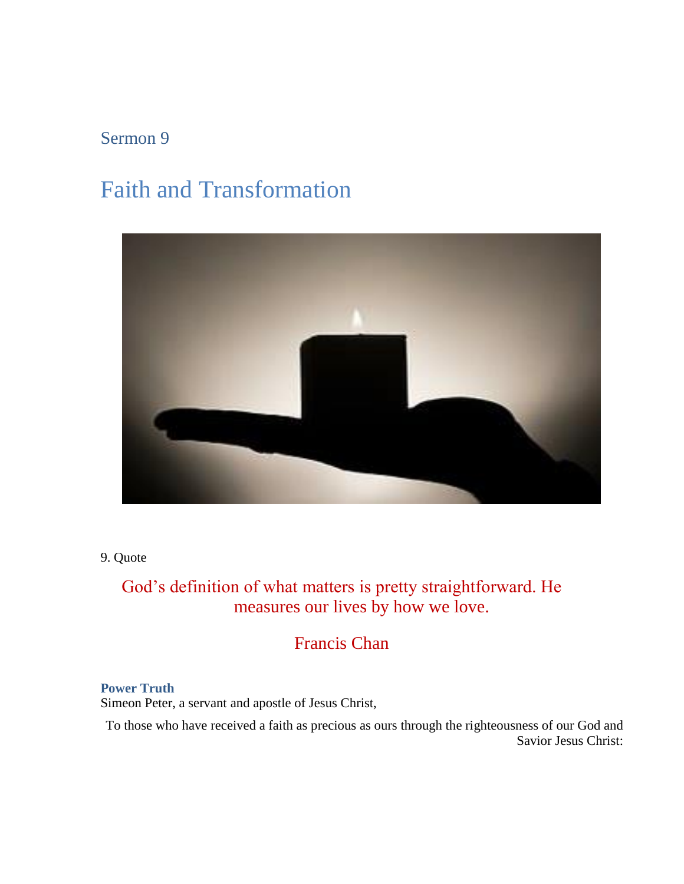Sermon 9

# Faith and Transformation

9. Quote

God's definition of what matters is pretty straightforward. He measures our lives by how we love.

Francis Chan

**Power Truth**

Simeon Peter, a servant and apostle of Jesus Christ,

To those who have received a faith as precious as ours through the righteousness of our God and Savior Jesus Christ: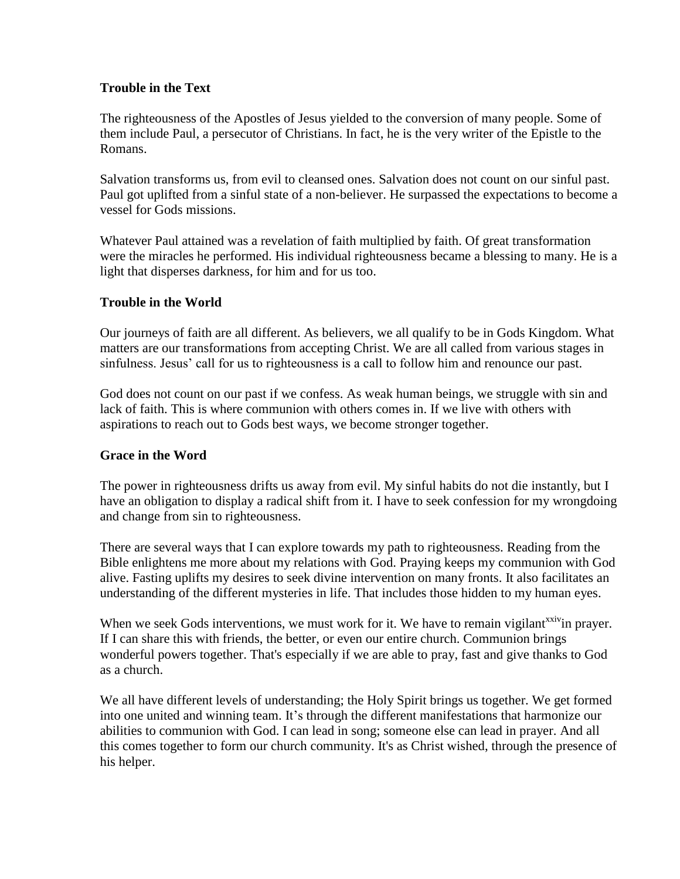### Trouble in the Text

The righteousness of the Apostles of Jesus yielded to the conversion of many people. Some of them include Paul, a persecutor of Christians. In fact, he is the very writer of the Epistle to the Romans.

Salvation transforms us, from evil to cleansed ones. Salvation does not count on our sinful past. Paul got uplifted from a sinful state of a non-believer. He surpassed the expectations to become a vessel for Gods missions.

Whatever Paul attained was a revelation of faith multiplied by faith. Of great transformation were the miracles he performed. His individual righteousness became a blessing to many. He is a light that disperses darkness, for him and for us too.

### Trouble in the World

Our journeys of faith are all different. As believers, we all qualify to be in Gods Kingdom. What matters are our transformations from accepting Christ. We are all called from various stages in sinfulness. Jesus' call for us to righteousness is a call to follow him and renounce our past.

God does not count on our past if we confess. As weak human beings, we struggle with sin and lack of faith. This is where communion with others comes in. If we live with others with aspirations to reach out to Gods best ways, we become stronger together.

### Grace in the Word

The power in righteousness drifts us away from evil. My sinful habits do not die instantly, but I have an obligation to display a radical shift from it. I have to seek confession for my wrongdoing and change from sin to righteousness.

There are several ways that I can explore towards my path to righteousness. Reading from the Bible enlightens me more about my relations with God. Praying keeps my communion with God alive. Fasting uplifts my desires to seek divine intervention on many fronts. It also facilitates an understanding of the different mysteries in life. That includes those hidden to my human eyes.

When we seek Gods interventions, we must work for it. We have to remain vigilant[xxiv]in prayer. If I can share this with friends, the better, or even our entire church. Communion brings wonderful powers together. That's especially if we are able to pray, fast and give thanks to God as a church.

We all have different levels of understanding; the Holy Spirit brings us together. We get formed into one united and winning team. It's through the different manifestations that harmonize our abilities to communion with God. I can lead in song; someone else can lead in prayer. And all this comes together to form our church community. It's as Christ wished, through the presence of his helper.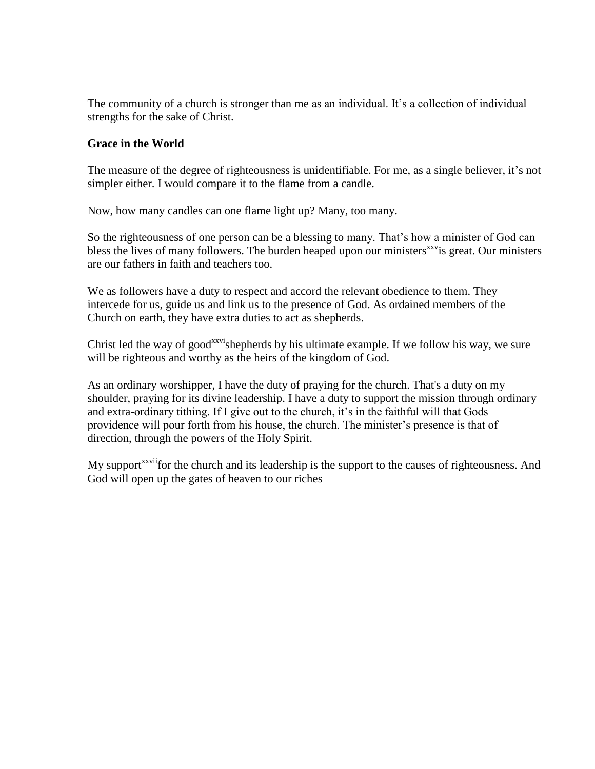The community of a church is stronger than me as an individual. It's a collection of individual strengths for the sake of Christ.

**Grace in the World**

The measure of the degree of righteousness is unidentifiable. For me, as a single believer, it's not simpler either. I would compare it to the flame from a candle.

Now, how many candles can one flame light up? Many, too many.

So the righteousness of one person can be a blessing to many. That's how a minister of God can bless the lives of many followers. The burden heaped upon our ministers[xxv]is great. Our ministers are our fathers in faith and teachers too.

We as followers have a duty to respect and accord the relevant obedience to them. They intercede for us, guide us and link us to the presence of God. As ordained members of the Church on earth, they have extra duties to act as shepherds.

Christ led the way of good[xxvi]shepherds by his ultimate example. If we follow his way, we sure will be righteous and worthy as the heirs of the kingdom of God.

As an ordinary worshipper, I have the duty of praying for the church. That's a duty on my shoulder, praying for its divine leadership. I have a duty to support the mission through ordinary and extra-ordinary tithing. If I give out to the church, it's in the faithful will that Gods providence will pour forth from his house, the church. The minister's presence is that of direction, through the powers of the Holy Spirit.

My support[xxvii]for the church and its leadership is the support to the causes of righteousness. And God will open up the gates of heaven to our riches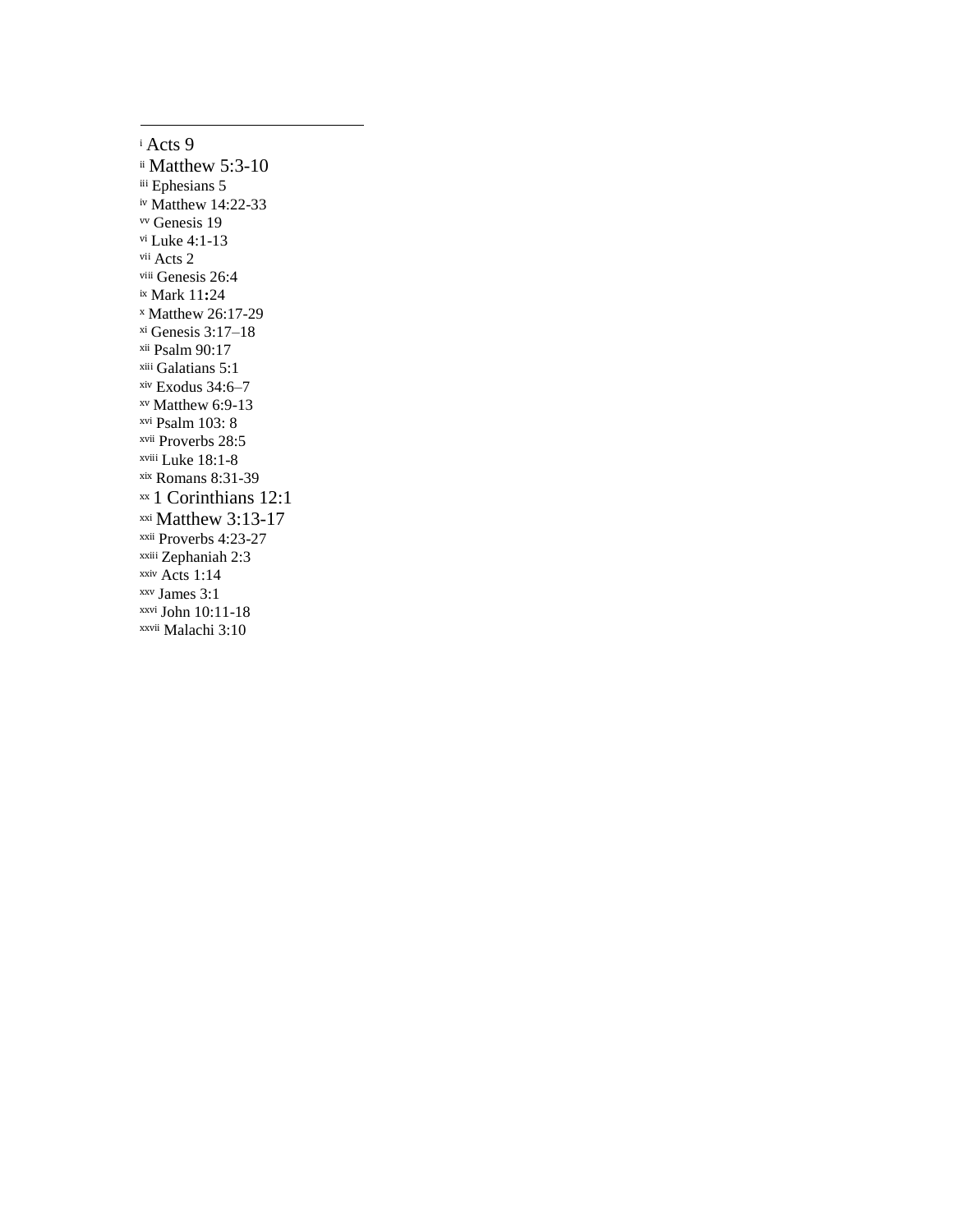---

[i] Acts 9
[ii] Matthew 5:3-10
[iii] Ephesians 5
[iv] Matthew 14:22-33
[vv] Genesis 19
[vi] Luke 4:1-13
[vii] Acts 2
[viii] Genesis 26:4
[ix] Mark 11:24
[x] Matthew 26:17-29
[xi] Genesis 3:17–18
[xii] Psalm 90:17
[xiii] Galatians 5:1
[xiv] Exodus 34:6–7
[xv] Matthew 6:9-13
[xvi] Psalm 103: 8
[xvii] Proverbs 28:5
[xviii] Luke 18:1-8
[xix] Romans 8:31-39
[xx] 1 Corinthians 12:1
[xxi] Matthew 3:13-17
[xxii] Proverbs 4:23-27
[xxiii] Zephaniah 2:3
[xxiv] Acts 1:14
[xxv] James 3:1
[xxvi] John 10:11-18
[xxvii] Malachi 3:10